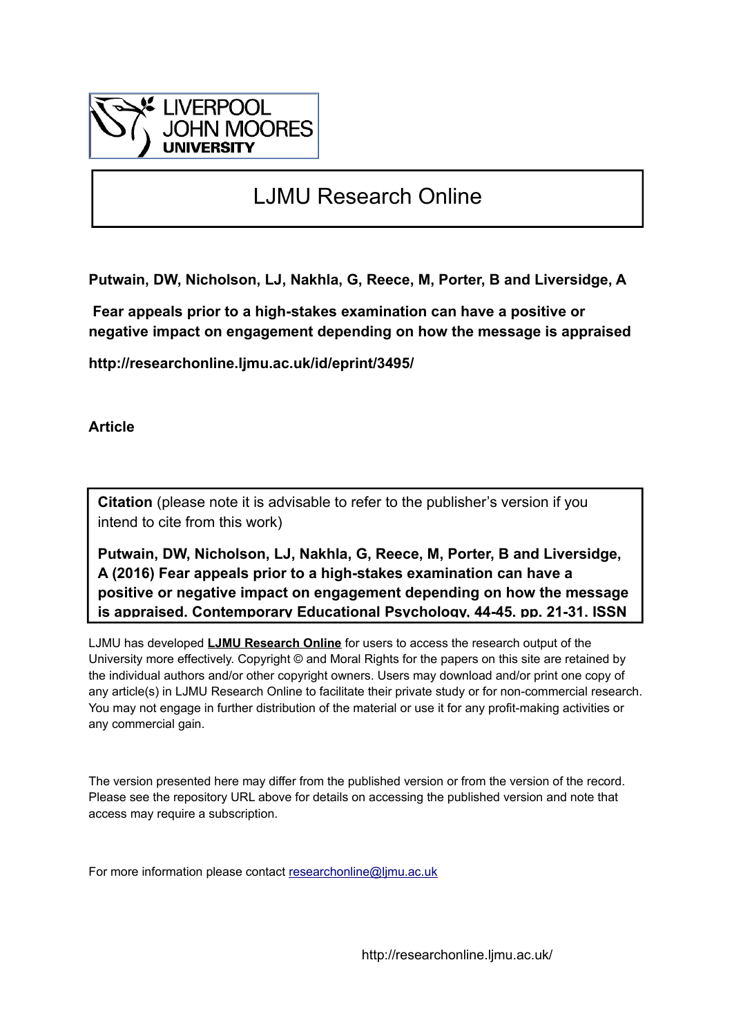LIVERPOOL JOHN MOORES UNIVERSITY

# LJMU Research Online

**Putwain, DW, Nicholson, LJ, Nakhla, G, Reece, M, Porter, B and Liversidge, A**

**Fear appeals prior to a high-stakes examination can have a positive or negative impact on engagement depending on how the message is appraised**

**http://researchonline.ljmu.ac.uk/id/eprint/3495/**

**Article**

**Citation** (please note it is advisable to refer to the publisher's version if you intend to cite from this work)

**Putwain, DW, Nicholson, LJ, Nakhla, G, Reece, M, Porter, B and Liversidge, A (2016) Fear appeals prior to a high-stakes examination can have a positive or negative impact on engagement depending on how the message is appraised. Contemporary Educational Psychology, 44-45. pp. 21-31. ISSN**

LJMU has developed **LJMU Research Online** for users to access the research output of the University more effectively. Copyright © and Moral Rights for the papers on this site are retained by the individual authors and/or other copyright owners. Users may download and/or print one copy of any article(s) in LJMU Research Online to facilitate their private study or for non-commercial research. You may not engage in further distribution of the material or use it for any profit-making activities or any commercial gain.

The version presented here may differ from the published version or from the version of the record. Please see the repository URL above for details on accessing the published version and note that access may require a subscription.

For more information please contact researchonline@ljmu.ac.uk

http://researchonline.ljmu.ac.uk/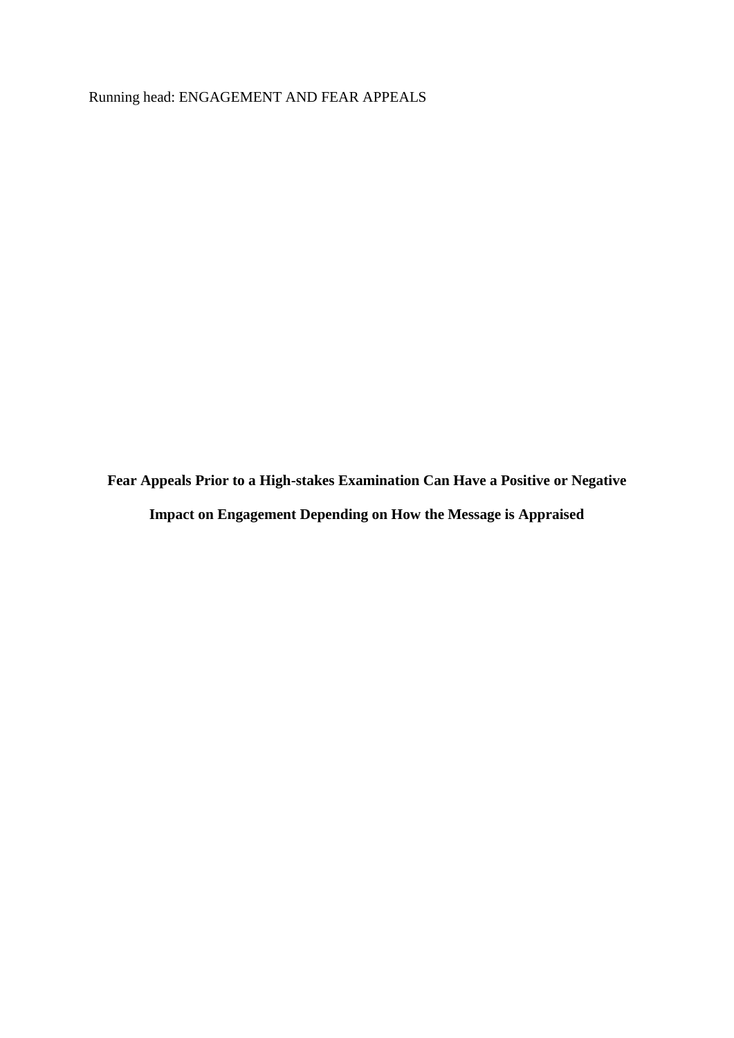**Fear Appeals Prior to a High-stakes Examination Can Have a Positive or Negative Impact on Engagement Depending on How the Message is Appraised**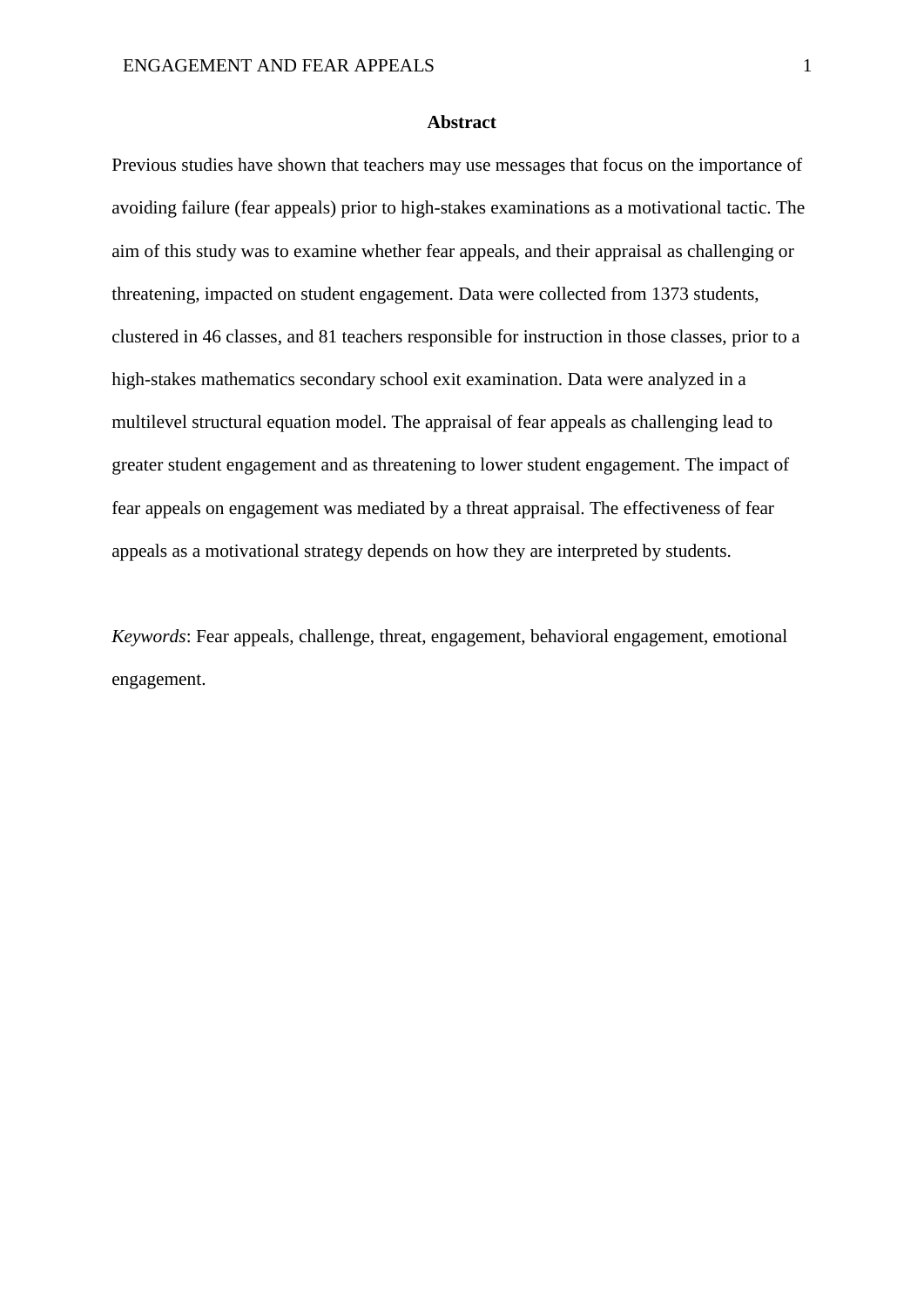## Abstract

Previous studies have shown that teachers may use messages that focus on the importance of avoiding failure (fear appeals) prior to high-stakes examinations as a motivational tactic. The aim of this study was to examine whether fear appeals, and their appraisal as challenging or threatening, impacted on student engagement. Data were collected from 1373 students, clustered in 46 classes, and 81 teachers responsible for instruction in those classes, prior to a high-stakes mathematics secondary school exit examination. Data were analyzed in a multilevel structural equation model. The appraisal of fear appeals as challenging lead to greater student engagement and as threatening to lower student engagement. The impact of fear appeals on engagement was mediated by a threat appraisal. The effectiveness of fear appeals as a motivational strategy depends on how they are interpreted by students.

*Keywords*: Fear appeals, challenge, threat, engagement, behavioral engagement, emotional engagement.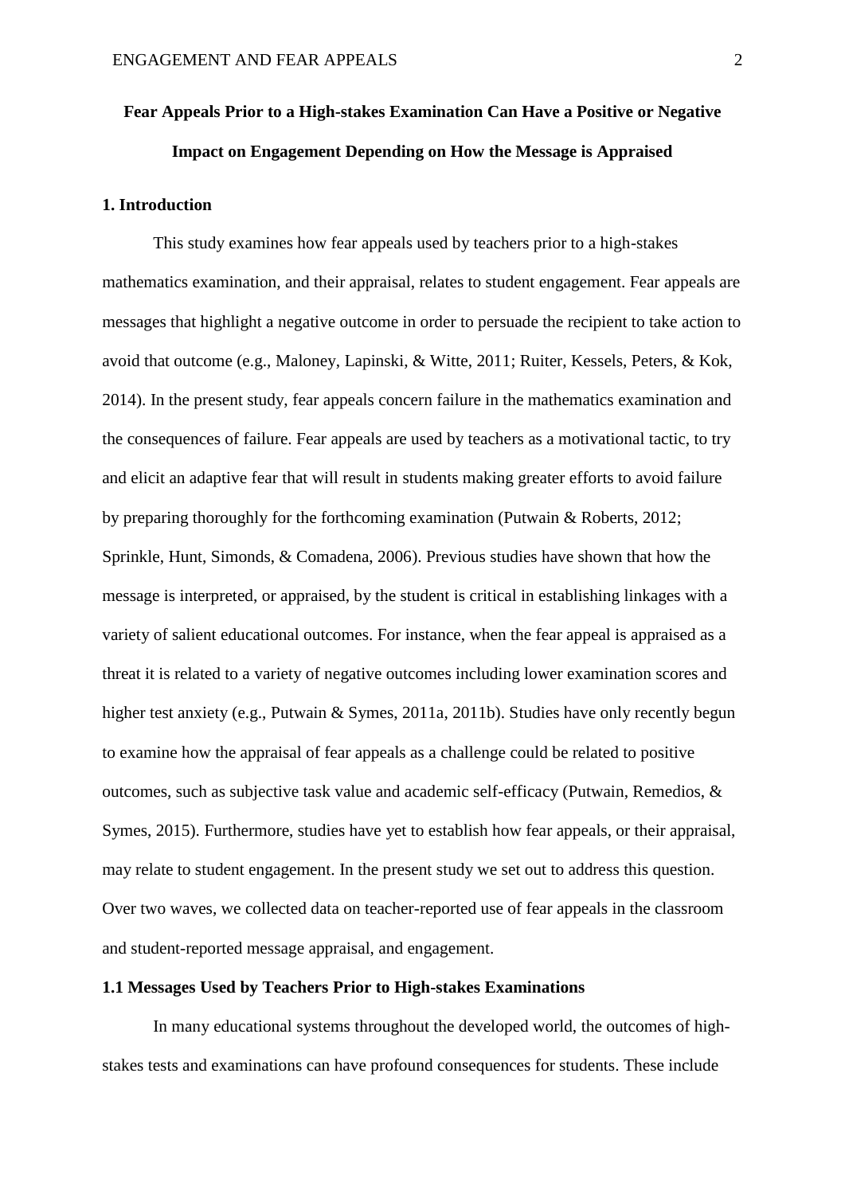**Fear Appeals Prior to a High-stakes Examination Can Have a Positive or Negative Impact on Engagement Depending on How the Message is Appraised**

## 1. Introduction

This study examines how fear appeals used by teachers prior to a high-stakes mathematics examination, and their appraisal, relates to student engagement. Fear appeals are messages that highlight a negative outcome in order to persuade the recipient to take action to avoid that outcome (e.g., Maloney, Lapinski, & Witte, 2011; Ruiter, Kessels, Peters, & Kok, 2014). In the present study, fear appeals concern failure in the mathematics examination and the consequences of failure. Fear appeals are used by teachers as a motivational tactic, to try and elicit an adaptive fear that will result in students making greater efforts to avoid failure by preparing thoroughly for the forthcoming examination (Putwain & Roberts, 2012; Sprinkle, Hunt, Simonds, & Comadena, 2006). Previous studies have shown that how the message is interpreted, or appraised, by the student is critical in establishing linkages with a variety of salient educational outcomes. For instance, when the fear appeal is appraised as a threat it is related to a variety of negative outcomes including lower examination scores and higher test anxiety (e.g., Putwain & Symes, 2011a, 2011b). Studies have only recently begun to examine how the appraisal of fear appeals as a challenge could be related to positive outcomes, such as subjective task value and academic self-efficacy (Putwain, Remedios, & Symes, 2015). Furthermore, studies have yet to establish how fear appeals, or their appraisal, may relate to student engagement. In the present study we set out to address this question. Over two waves, we collected data on teacher-reported use of fear appeals in the classroom and student-reported message appraisal, and engagement.

### 1.1 Messages Used by Teachers Prior to High-stakes Examinations

In many educational systems throughout the developed world, the outcomes of high-stakes tests and examinations can have profound consequences for students. These include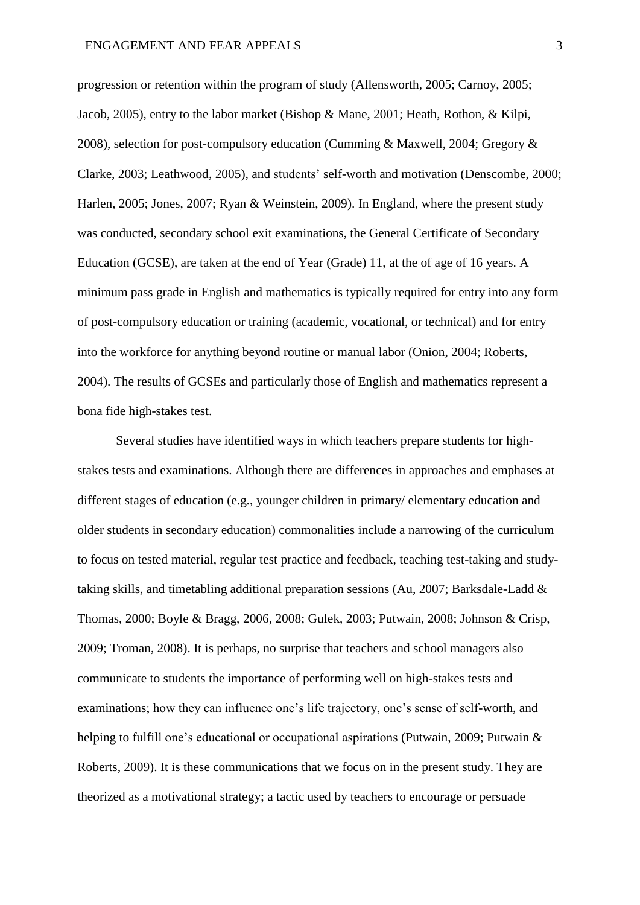progression or retention within the program of study (Allensworth, 2005; Carnoy, 2005; Jacob, 2005), entry to the labor market (Bishop & Mane, 2001; Heath, Rothon, & Kilpi, 2008), selection for post-compulsory education (Cumming & Maxwell, 2004; Gregory & Clarke, 2003; Leathwood, 2005), and students' self-worth and motivation (Denscombe, 2000; Harlen, 2005; Jones, 2007; Ryan & Weinstein, 2009). In England, where the present study was conducted, secondary school exit examinations, the General Certificate of Secondary Education (GCSE), are taken at the end of Year (Grade) 11, at the of age of 16 years. A minimum pass grade in English and mathematics is typically required for entry into any form of post-compulsory education or training (academic, vocational, or technical) and for entry into the workforce for anything beyond routine or manual labor (Onion, 2004; Roberts, 2004). The results of GCSEs and particularly those of English and mathematics represent a bona fide high-stakes test.

Several studies have identified ways in which teachers prepare students for high-stakes tests and examinations. Although there are differences in approaches and emphases at different stages of education (e.g., younger children in primary/ elementary education and older students in secondary education) commonalities include a narrowing of the curriculum to focus on tested material, regular test practice and feedback, teaching test-taking and study-taking skills, and timetabling additional preparation sessions (Au, 2007; Barksdale-Ladd & Thomas, 2000; Boyle & Bragg, 2006, 2008; Gulek, 2003; Putwain, 2008; Johnson & Crisp, 2009; Troman, 2008). It is perhaps, no surprise that teachers and school managers also communicate to students the importance of performing well on high-stakes tests and examinations; how they can influence one's life trajectory, one's sense of self-worth, and helping to fulfill one's educational or occupational aspirations (Putwain, 2009; Putwain & Roberts, 2009). It is these communications that we focus on in the present study. They are theorized as a motivational strategy; a tactic used by teachers to encourage or persuade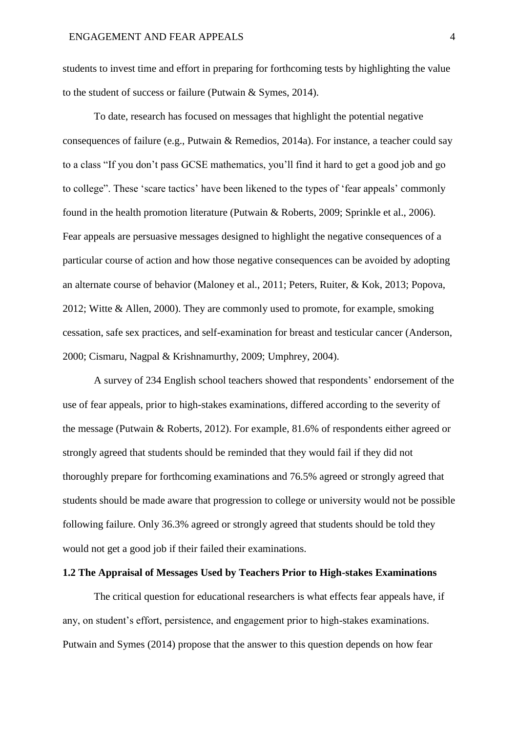students to invest time and effort in preparing for forthcoming tests by highlighting the value to the student of success or failure (Putwain & Symes, 2014).

To date, research has focused on messages that highlight the potential negative consequences of failure (e.g., Putwain & Remedios, 2014a). For instance, a teacher could say to a class "If you don't pass GCSE mathematics, you'll find it hard to get a good job and go to college". These 'scare tactics' have been likened to the types of 'fear appeals' commonly found in the health promotion literature (Putwain & Roberts, 2009; Sprinkle et al., 2006). Fear appeals are persuasive messages designed to highlight the negative consequences of a particular course of action and how those negative consequences can be avoided by adopting an alternate course of behavior (Maloney et al., 2011; Peters, Ruiter, & Kok, 2013; Popova, 2012; Witte & Allen, 2000). They are commonly used to promote, for example, smoking cessation, safe sex practices, and self-examination for breast and testicular cancer (Anderson, 2000; Cismaru, Nagpal & Krishnamurthy, 2009; Umphrey, 2004).

A survey of 234 English school teachers showed that respondents' endorsement of the use of fear appeals, prior to high-stakes examinations, differed according to the severity of the message (Putwain & Roberts, 2012). For example, 81.6% of respondents either agreed or strongly agreed that students should be reminded that they would fail if they did not thoroughly prepare for forthcoming examinations and 76.5% agreed or strongly agreed that students should be made aware that progression to college or university would not be possible following failure. Only 36.3% agreed or strongly agreed that students should be told they would not get a good job if their failed their examinations.

### 1.2 The Appraisal of Messages Used by Teachers Prior to High-stakes Examinations

The critical question for educational researchers is what effects fear appeals have, if any, on student's effort, persistence, and engagement prior to high-stakes examinations. Putwain and Symes (2014) propose that the answer to this question depends on how fear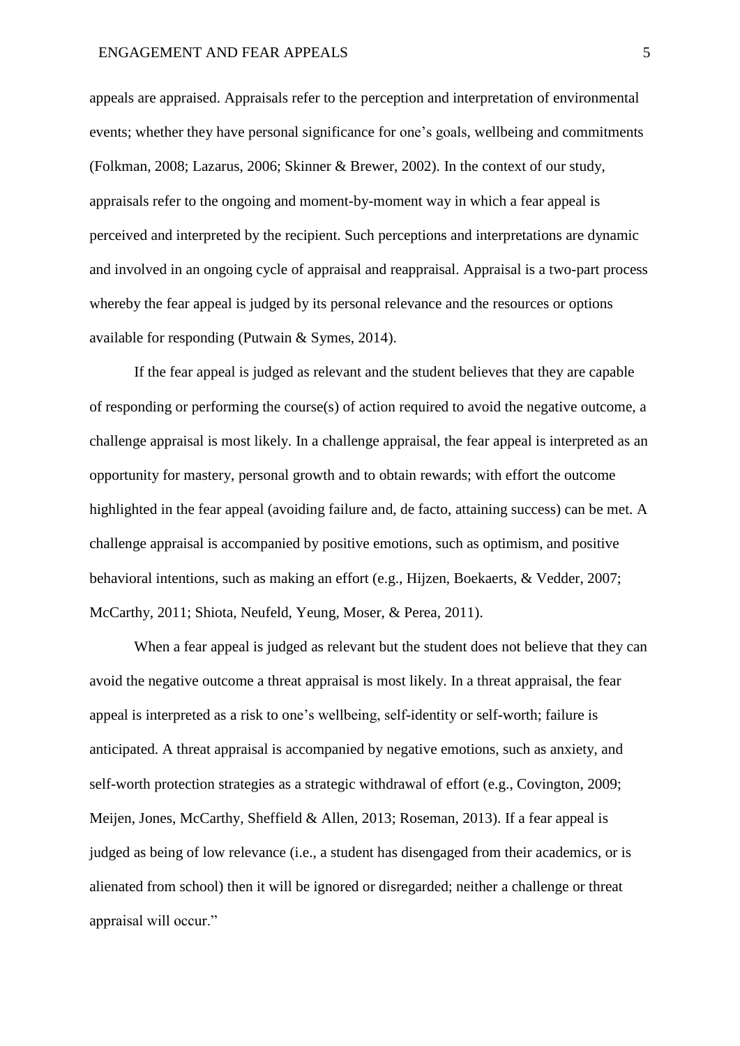appeals are appraised. Appraisals refer to the perception and interpretation of environmental events; whether they have personal significance for one's goals, wellbeing and commitments (Folkman, 2008; Lazarus, 2006; Skinner & Brewer, 2002). In the context of our study, appraisals refer to the ongoing and moment-by-moment way in which a fear appeal is perceived and interpreted by the recipient. Such perceptions and interpretations are dynamic and involved in an ongoing cycle of appraisal and reappraisal. Appraisal is a two-part process whereby the fear appeal is judged by its personal relevance and the resources or options available for responding (Putwain & Symes, 2014).

If the fear appeal is judged as relevant and the student believes that they are capable of responding or performing the course(s) of action required to avoid the negative outcome, a challenge appraisal is most likely. In a challenge appraisal, the fear appeal is interpreted as an opportunity for mastery, personal growth and to obtain rewards; with effort the outcome highlighted in the fear appeal (avoiding failure and, de facto, attaining success) can be met. A challenge appraisal is accompanied by positive emotions, such as optimism, and positive behavioral intentions, such as making an effort (e.g., Hijzen, Boekaerts, & Vedder, 2007; McCarthy, 2011; Shiota, Neufeld, Yeung, Moser, & Perea, 2011).

When a fear appeal is judged as relevant but the student does not believe that they can avoid the negative outcome a threat appraisal is most likely. In a threat appraisal, the fear appeal is interpreted as a risk to one's wellbeing, self-identity or self-worth; failure is anticipated. A threat appraisal is accompanied by negative emotions, such as anxiety, and self-worth protection strategies as a strategic withdrawal of effort (e.g., Covington, 2009; Meijen, Jones, McCarthy, Sheffield & Allen, 2013; Roseman, 2013). If a fear appeal is judged as being of low relevance (i.e., a student has disengaged from their academics, or is alienated from school) then it will be ignored or disregarded; neither a challenge or threat appraisal will occur."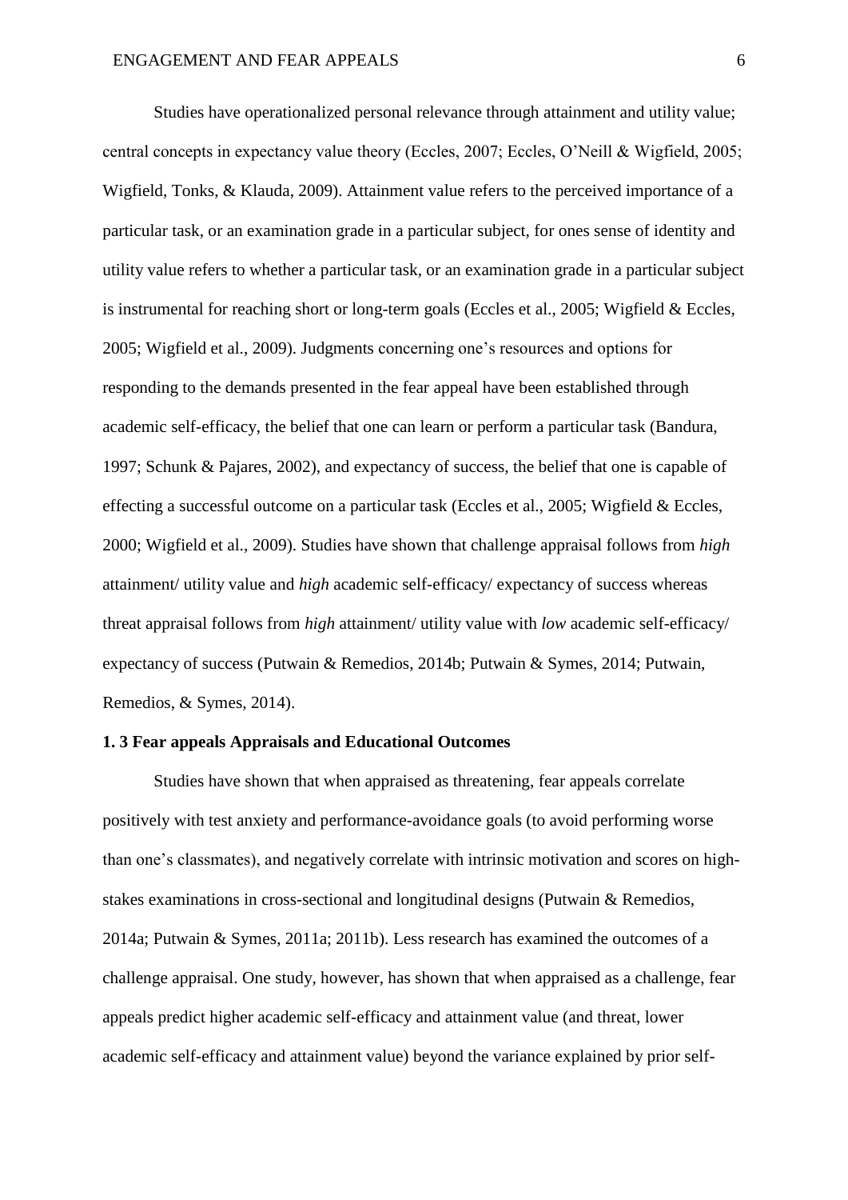Studies have operationalized personal relevance through attainment and utility value; central concepts in expectancy value theory (Eccles, 2007; Eccles, O'Neill & Wigfield, 2005; Wigfield, Tonks, & Klauda, 2009). Attainment value refers to the perceived importance of a particular task, or an examination grade in a particular subject, for ones sense of identity and utility value refers to whether a particular task, or an examination grade in a particular subject is instrumental for reaching short or long-term goals (Eccles et al., 2005; Wigfield & Eccles, 2005; Wigfield et al., 2009). Judgments concerning one's resources and options for responding to the demands presented in the fear appeal have been established through academic self-efficacy, the belief that one can learn or perform a particular task (Bandura, 1997; Schunk & Pajares, 2002), and expectancy of success, the belief that one is capable of effecting a successful outcome on a particular task (Eccles et al., 2005; Wigfield & Eccles, 2000; Wigfield et al., 2009). Studies have shown that challenge appraisal follows from *high* attainment/ utility value and *high* academic self-efficacy/ expectancy of success whereas threat appraisal follows from *high* attainment/ utility value with *low* academic self-efficacy/ expectancy of success (Putwain & Remedios, 2014b; Putwain & Symes, 2014; Putwain, Remedios, & Symes, 2014).

### 1. 3 Fear appeals Appraisals and Educational Outcomes

Studies have shown that when appraised as threatening, fear appeals correlate positively with test anxiety and performance-avoidance goals (to avoid performing worse than one's classmates), and negatively correlate with intrinsic motivation and scores on high-stakes examinations in cross-sectional and longitudinal designs (Putwain & Remedios, 2014a; Putwain & Symes, 2011a; 2011b). Less research has examined the outcomes of a challenge appraisal. One study, however, has shown that when appraised as a challenge, fear appeals predict higher academic self-efficacy and attainment value (and threat, lower academic self-efficacy and attainment value) beyond the variance explained by prior self-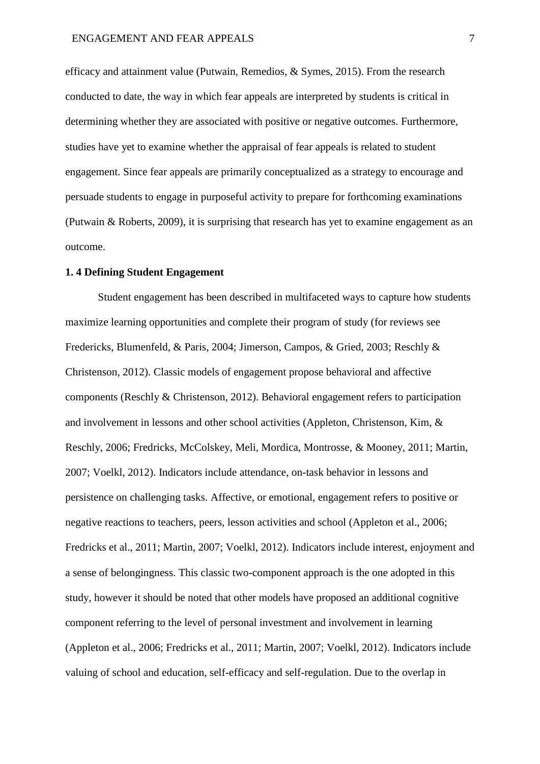efficacy and attainment value (Putwain, Remedios, & Symes, 2015). From the research conducted to date, the way in which fear appeals are interpreted by students is critical in determining whether they are associated with positive or negative outcomes. Furthermore, studies have yet to examine whether the appraisal of fear appeals is related to student engagement. Since fear appeals are primarily conceptualized as a strategy to encourage and persuade students to engage in purposeful activity to prepare for forthcoming examinations (Putwain & Roberts, 2009), it is surprising that research has yet to examine engagement as an outcome.

**1. 4 Defining Student Engagement**

Student engagement has been described in multifaceted ways to capture how students maximize learning opportunities and complete their program of study (for reviews see Fredericks, Blumenfeld, & Paris, 2004; Jimerson, Campos, & Gried, 2003; Reschly & Christenson, 2012). Classic models of engagement propose behavioral and affective components (Reschly & Christenson, 2012). Behavioral engagement refers to participation and involvement in lessons and other school activities (Appleton, Christenson, Kim, & Reschly, 2006; Fredricks, McColskey, Meli, Mordica, Montrosse, & Mooney, 2011; Martin, 2007; Voelkl, 2012). Indicators include attendance, on-task behavior in lessons and persistence on challenging tasks. Affective, or emotional, engagement refers to positive or negative reactions to teachers, peers, lesson activities and school (Appleton et al., 2006; Fredricks et al., 2011; Martin, 2007; Voelkl, 2012). Indicators include interest, enjoyment and a sense of belongingness. This classic two-component approach is the one adopted in this study, however it should be noted that other models have proposed an additional cognitive component referring to the level of personal investment and involvement in learning (Appleton et al., 2006; Fredricks et al., 2011; Martin, 2007; Voelkl, 2012). Indicators include valuing of school and education, self-efficacy and self-regulation. Due to the overlap in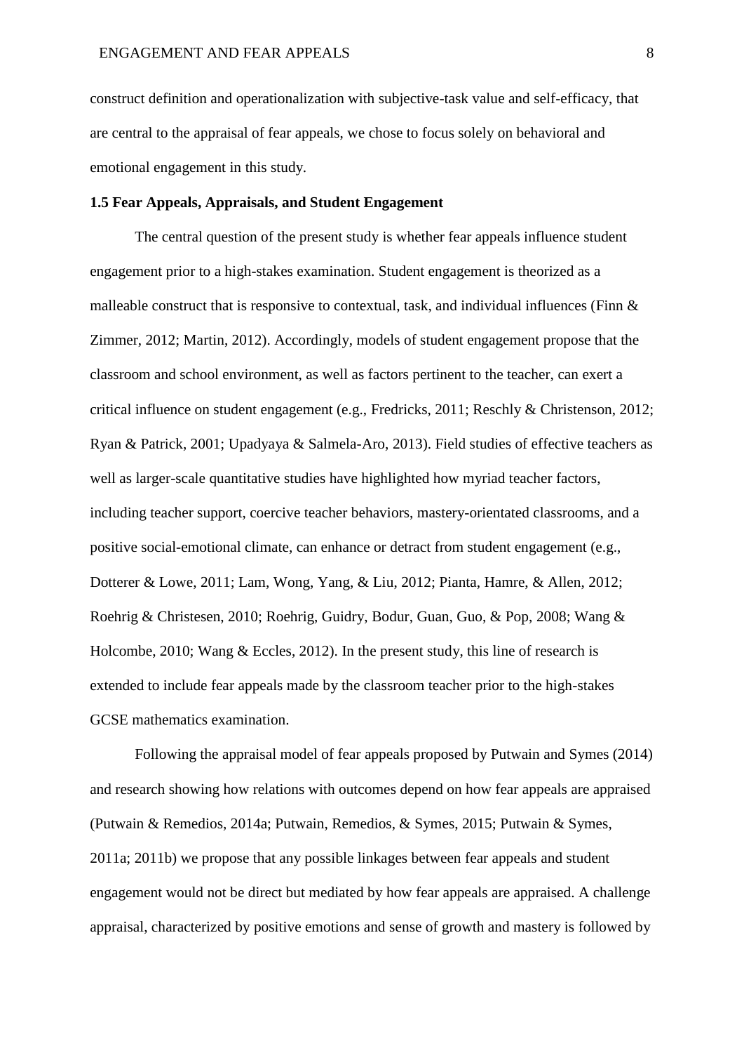construct definition and operationalization with subjective-task value and self-efficacy, that are central to the appraisal of fear appeals, we chose to focus solely on behavioral and emotional engagement in this study.

### 1.5 Fear Appeals, Appraisals, and Student Engagement

The central question of the present study is whether fear appeals influence student engagement prior to a high-stakes examination. Student engagement is theorized as a malleable construct that is responsive to contextual, task, and individual influences (Finn & Zimmer, 2012; Martin, 2012). Accordingly, models of student engagement propose that the classroom and school environment, as well as factors pertinent to the teacher, can exert a critical influence on student engagement (e.g., Fredricks, 2011; Reschly & Christenson, 2012; Ryan & Patrick, 2001; Upadyaya & Salmela-Aro, 2013). Field studies of effective teachers as well as larger-scale quantitative studies have highlighted how myriad teacher factors, including teacher support, coercive teacher behaviors, mastery-orientated classrooms, and a positive social-emotional climate, can enhance or detract from student engagement (e.g., Dotterer & Lowe, 2011; Lam, Wong, Yang, & Liu, 2012; Pianta, Hamre, & Allen, 2012; Roehrig & Christesen, 2010; Roehrig, Guidry, Bodur, Guan, Guo, & Pop, 2008; Wang & Holcombe, 2010; Wang & Eccles, 2012). In the present study, this line of research is extended to include fear appeals made by the classroom teacher prior to the high-stakes GCSE mathematics examination.

Following the appraisal model of fear appeals proposed by Putwain and Symes (2014) and research showing how relations with outcomes depend on how fear appeals are appraised (Putwain & Remedios, 2014a; Putwain, Remedios, & Symes, 2015; Putwain & Symes, 2011a; 2011b) we propose that any possible linkages between fear appeals and student engagement would not be direct but mediated by how fear appeals are appraised. A challenge appraisal, characterized by positive emotions and sense of growth and mastery is followed by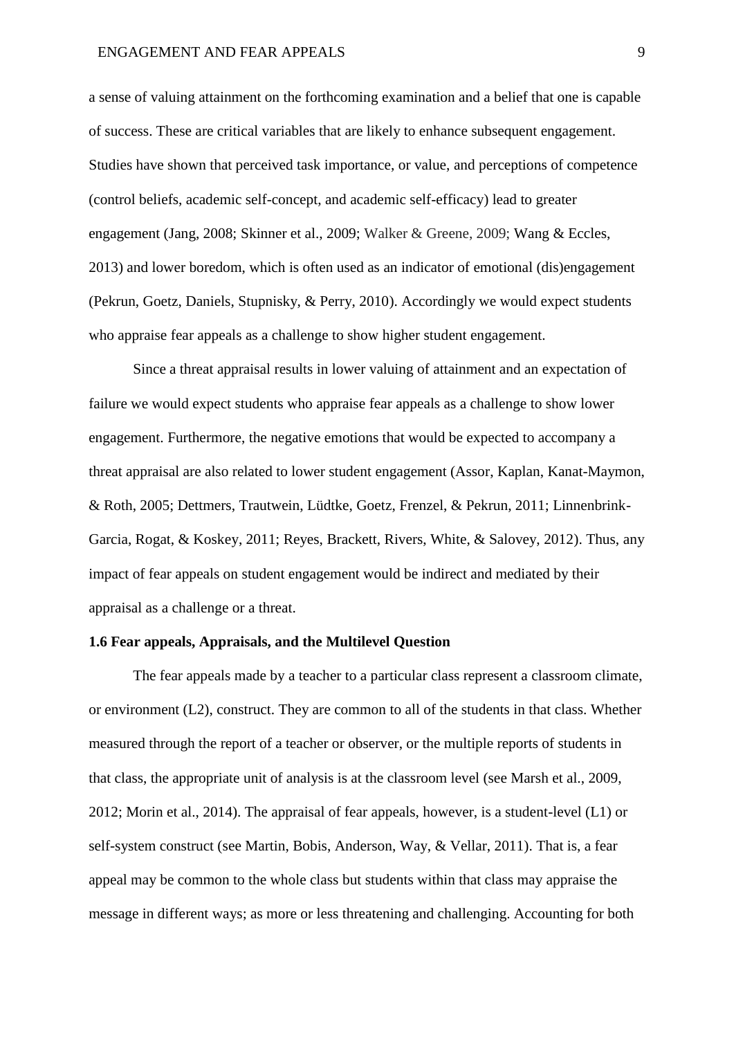a sense of valuing attainment on the forthcoming examination and a belief that one is capable of success. These are critical variables that are likely to enhance subsequent engagement. Studies have shown that perceived task importance, or value, and perceptions of competence (control beliefs, academic self-concept, and academic self-efficacy) lead to greater engagement (Jang, 2008; Skinner et al., 2009; Walker & Greene, 2009; Wang & Eccles, 2013) and lower boredom, which is often used as an indicator of emotional (dis)engagement (Pekrun, Goetz, Daniels, Stupnisky, & Perry, 2010). Accordingly we would expect students who appraise fear appeals as a challenge to show higher student engagement.

Since a threat appraisal results in lower valuing of attainment and an expectation of failure we would expect students who appraise fear appeals as a challenge to show lower engagement. Furthermore, the negative emotions that would be expected to accompany a threat appraisal are also related to lower student engagement (Assor, Kaplan, Kanat-Maymon, & Roth, 2005; Dettmers, Trautwein, Lüdtke, Goetz, Frenzel, & Pekrun, 2011; Linnenbrink-Garcia, Rogat, & Koskey, 2011; Reyes, Brackett, Rivers, White, & Salovey, 2012). Thus, any impact of fear appeals on student engagement would be indirect and mediated by their appraisal as a challenge or a threat.

### 1.6 Fear appeals, Appraisals, and the Multilevel Question

The fear appeals made by a teacher to a particular class represent a classroom climate, or environment (L2), construct. They are common to all of the students in that class. Whether measured through the report of a teacher or observer, or the multiple reports of students in that class, the appropriate unit of analysis is at the classroom level (see Marsh et al., 2009, 2012; Morin et al., 2014). The appraisal of fear appeals, however, is a student-level (L1) or self-system construct (see Martin, Bobis, Anderson, Way, & Vellar, 2011). That is, a fear appeal may be common to the whole class but students within that class may appraise the message in different ways; as more or less threatening and challenging. Accounting for both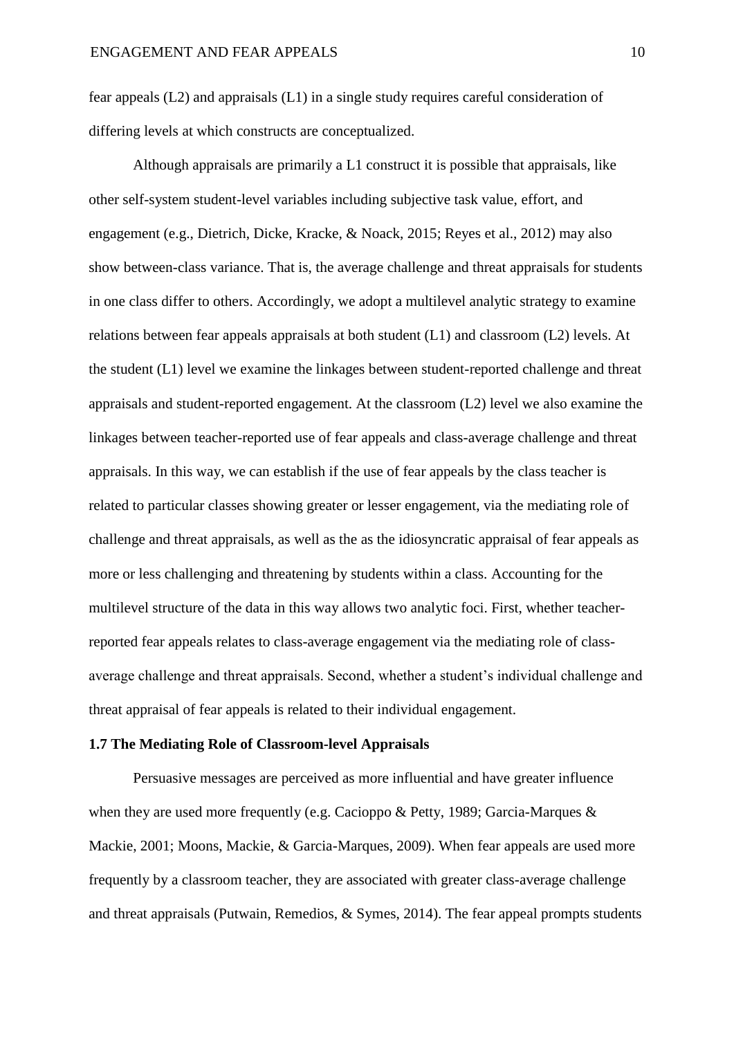fear appeals (L2) and appraisals (L1) in a single study requires careful consideration of differing levels at which constructs are conceptualized.

Although appraisals are primarily a L1 construct it is possible that appraisals, like other self-system student-level variables including subjective task value, effort, and engagement (e.g., Dietrich, Dicke, Kracke, & Noack, 2015; Reyes et al., 2012) may also show between-class variance. That is, the average challenge and threat appraisals for students in one class differ to others. Accordingly, we adopt a multilevel analytic strategy to examine relations between fear appeals appraisals at both student (L1) and classroom (L2) levels. At the student (L1) level we examine the linkages between student-reported challenge and threat appraisals and student-reported engagement. At the classroom (L2) level we also examine the linkages between teacher-reported use of fear appeals and class-average challenge and threat appraisals. In this way, we can establish if the use of fear appeals by the class teacher is related to particular classes showing greater or lesser engagement, via the mediating role of challenge and threat appraisals, as well as the as the idiosyncratic appraisal of fear appeals as more or less challenging and threatening by students within a class. Accounting for the multilevel structure of the data in this way allows two analytic foci. First, whether teacher-reported fear appeals relates to class-average engagement via the mediating role of class-average challenge and threat appraisals. Second, whether a student's individual challenge and threat appraisal of fear appeals is related to their individual engagement.

**1.7 The Mediating Role of Classroom-level Appraisals**

Persuasive messages are perceived as more influential and have greater influence when they are used more frequently (e.g. Cacioppo & Petty, 1989; Garcia-Marques & Mackie, 2001; Moons, Mackie, & Garcia-Marques, 2009). When fear appeals are used more frequently by a classroom teacher, they are associated with greater class-average challenge and threat appraisals (Putwain, Remedios, & Symes, 2014). The fear appeal prompts students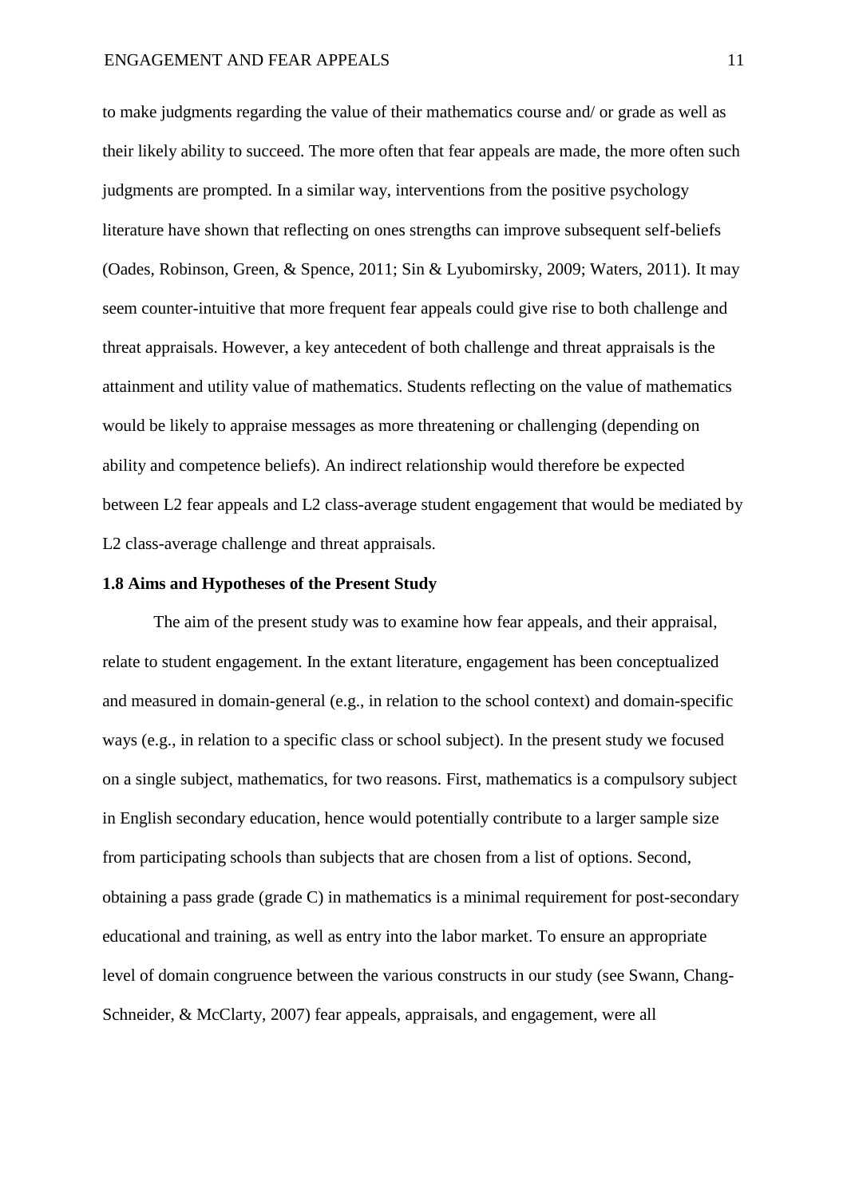to make judgments regarding the value of their mathematics course and/ or grade as well as their likely ability to succeed. The more often that fear appeals are made, the more often such judgments are prompted. In a similar way, interventions from the positive psychology literature have shown that reflecting on ones strengths can improve subsequent self-beliefs (Oades, Robinson, Green, & Spence, 2011; Sin & Lyubomirsky, 2009; Waters, 2011). It may seem counter-intuitive that more frequent fear appeals could give rise to both challenge and threat appraisals. However, a key antecedent of both challenge and threat appraisals is the attainment and utility value of mathematics. Students reflecting on the value of mathematics would be likely to appraise messages as more threatening or challenging (depending on ability and competence beliefs). An indirect relationship would therefore be expected between L2 fear appeals and L2 class-average student engagement that would be mediated by L2 class-average challenge and threat appraisals.

### 1.8 Aims and Hypotheses of the Present Study

The aim of the present study was to examine how fear appeals, and their appraisal, relate to student engagement. In the extant literature, engagement has been conceptualized and measured in domain-general (e.g., in relation to the school context) and domain-specific ways (e.g., in relation to a specific class or school subject). In the present study we focused on a single subject, mathematics, for two reasons. First, mathematics is a compulsory subject in English secondary education, hence would potentially contribute to a larger sample size from participating schools than subjects that are chosen from a list of options. Second, obtaining a pass grade (grade C) in mathematics is a minimal requirement for post-secondary educational and training, as well as entry into the labor market. To ensure an appropriate level of domain congruence between the various constructs in our study (see Swann, Chang-Schneider, & McClarty, 2007) fear appeals, appraisals, and engagement, were all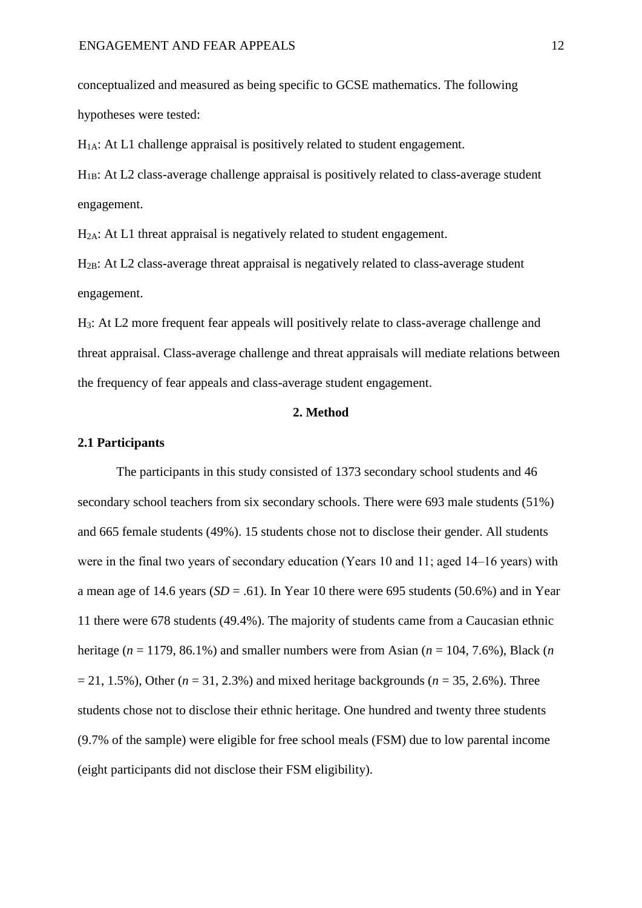conceptualized and measured as being specific to GCSE mathematics. The following hypotheses were tested:

$H_{1A}$: At L1 challenge appraisal is positively related to student engagement.

$H_{1B}$: At L2 class-average challenge appraisal is positively related to class-average student engagement.

$H_{2A}$: At L1 threat appraisal is negatively related to student engagement.

$H_{2B}$: At L2 class-average threat appraisal is negatively related to class-average student engagement.

$H_3$: At L2 more frequent fear appeals will positively relate to class-average challenge and threat appraisal. Class-average challenge and threat appraisals will mediate relations between the frequency of fear appeals and class-average student engagement.

# 2. Method

## 2.1 Participants

The participants in this study consisted of 1373 secondary school students and 46 secondary school teachers from six secondary schools. There were 693 male students (51%) and 665 female students (49%). 15 students chose not to disclose their gender. All students were in the final two years of secondary education (Years 10 and 11; aged 14–16 years) with a mean age of 14.6 years ($SD = .61$). In Year 10 there were 695 students (50.6%) and in Year 11 there were 678 students (49.4%). The majority of students came from a Caucasian ethnic heritage ($n = 1179$, 86.1%) and smaller numbers were from Asian ($n = 104$, 7.6%), Black ($n = 21$, 1.5%), Other ($n = 31$, 2.3%) and mixed heritage backgrounds ($n = 35$, 2.6%). Three students chose not to disclose their ethnic heritage. One hundred and twenty three students (9.7% of the sample) were eligible for free school meals (FSM) due to low parental income (eight participants did not disclose their FSM eligibility).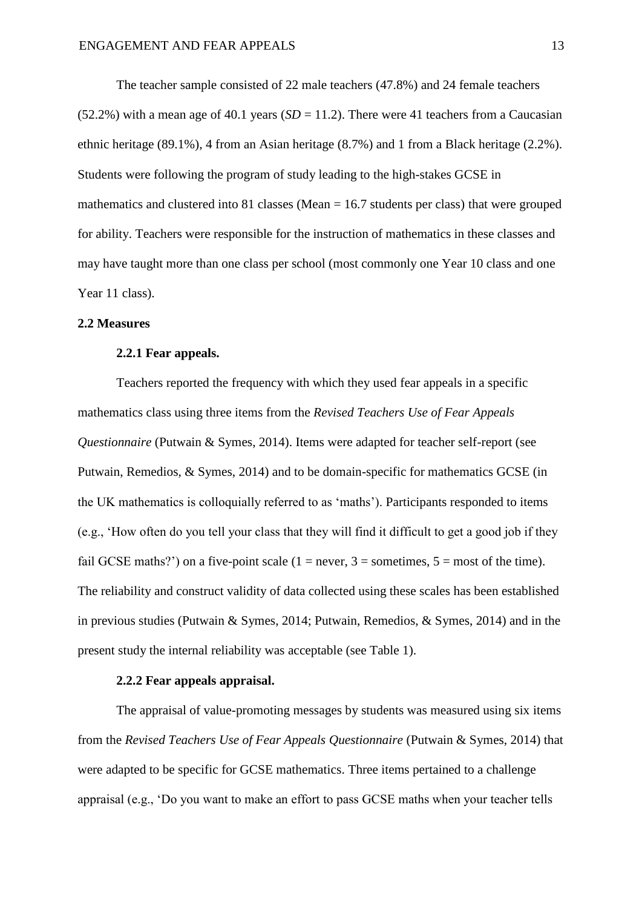The teacher sample consisted of 22 male teachers (47.8%) and 24 female teachers (52.2%) with a mean age of 40.1 years (*SD* = 11.2). There were 41 teachers from a Caucasian ethnic heritage (89.1%), 4 from an Asian heritage (8.7%) and 1 from a Black heritage (2.2%). Students were following the program of study leading to the high-stakes GCSE in mathematics and clustered into 81 classes (Mean = 16.7 students per class) that were grouped for ability. Teachers were responsible for the instruction of mathematics in these classes and may have taught more than one class per school (most commonly one Year 10 class and one Year 11 class).

### 2.2 Measures

#### 2.2.1 Fear appeals.

Teachers reported the frequency with which they used fear appeals in a specific mathematics class using three items from the *Revised Teachers Use of Fear Appeals Questionnaire* (Putwain & Symes, 2014). Items were adapted for teacher self-report (see Putwain, Remedios, & Symes, 2014) and to be domain-specific for mathematics GCSE (in the UK mathematics is colloquially referred to as 'maths'). Participants responded to items (e.g., 'How often do you tell your class that they will find it difficult to get a good job if they fail GCSE maths?') on a five-point scale (1 = never, 3 = sometimes, 5 = most of the time). The reliability and construct validity of data collected using these scales has been established in previous studies (Putwain & Symes, 2014; Putwain, Remedios, & Symes, 2014) and in the present study the internal reliability was acceptable (see Table 1).

#### 2.2.2 Fear appeals appraisal.

The appraisal of value-promoting messages by students was measured using six items from the *Revised Teachers Use of Fear Appeals Questionnaire* (Putwain & Symes, 2014) that were adapted to be specific for GCSE mathematics. Three items pertained to a challenge appraisal (e.g., 'Do you want to make an effort to pass GCSE maths when your teacher tells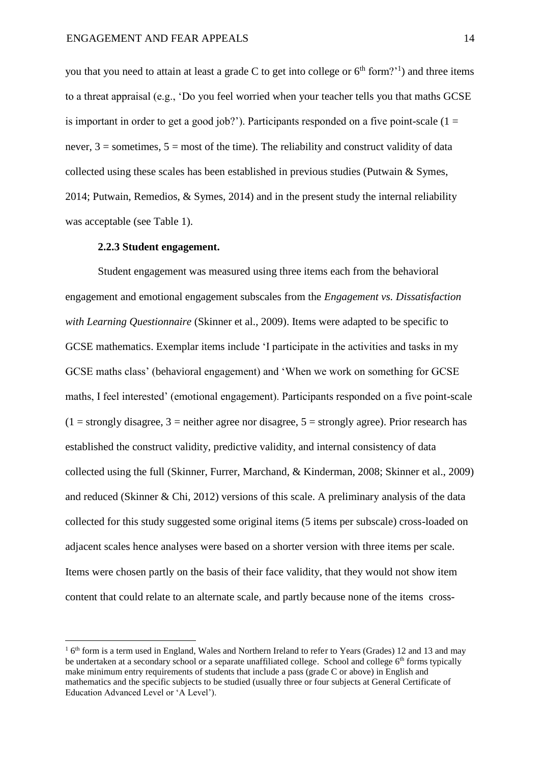you that you need to attain at least a grade C to get into college or 6th form?'[1]) and three items to a threat appraisal (e.g., 'Do you feel worried when your teacher tells you that maths GCSE is important in order to get a good job?'). Participants responded on a five point-scale (1 = never, 3 = sometimes, 5 = most of the time). The reliability and construct validity of data collected using these scales has been established in previous studies (Putwain & Symes, 2014; Putwain, Remedios, & Symes, 2014) and in the present study the internal reliability was acceptable (see Table 1).

**2.2.3 Student engagement.**

Student engagement was measured using three items each from the behavioral engagement and emotional engagement subscales from the *Engagement vs. Dissatisfaction with Learning Questionnaire* (Skinner et al., 2009). Items were adapted to be specific to GCSE mathematics. Exemplar items include 'I participate in the activities and tasks in my GCSE maths class' (behavioral engagement) and 'When we work on something for GCSE maths, I feel interested' (emotional engagement). Participants responded on a five point-scale (1 = strongly disagree, 3 = neither agree nor disagree, 5 = strongly agree). Prior research has established the construct validity, predictive validity, and internal consistency of data collected using the full (Skinner, Furrer, Marchand, & Kinderman, 2008; Skinner et al., 2009) and reduced (Skinner & Chi, 2012) versions of this scale. A preliminary analysis of the data collected for this study suggested some original items (5 items per subscale) cross-loaded on adjacent scales hence analyses were based on a shorter version with three items per scale. Items were chosen partly on the basis of their face validity, that they would not show item content that could relate to an alternate scale, and partly because none of the items cross-

[1] 6th form is a term used in England, Wales and Northern Ireland to refer to Years (Grades) 12 and 13 and may be undertaken at a secondary school or a separate unaffiliated college. School and college 6th forms typically make minimum entry requirements of students that include a pass (grade C or above) in English and mathematics and the specific subjects to be studied (usually three or four subjects at General Certificate of Education Advanced Level or 'A Level').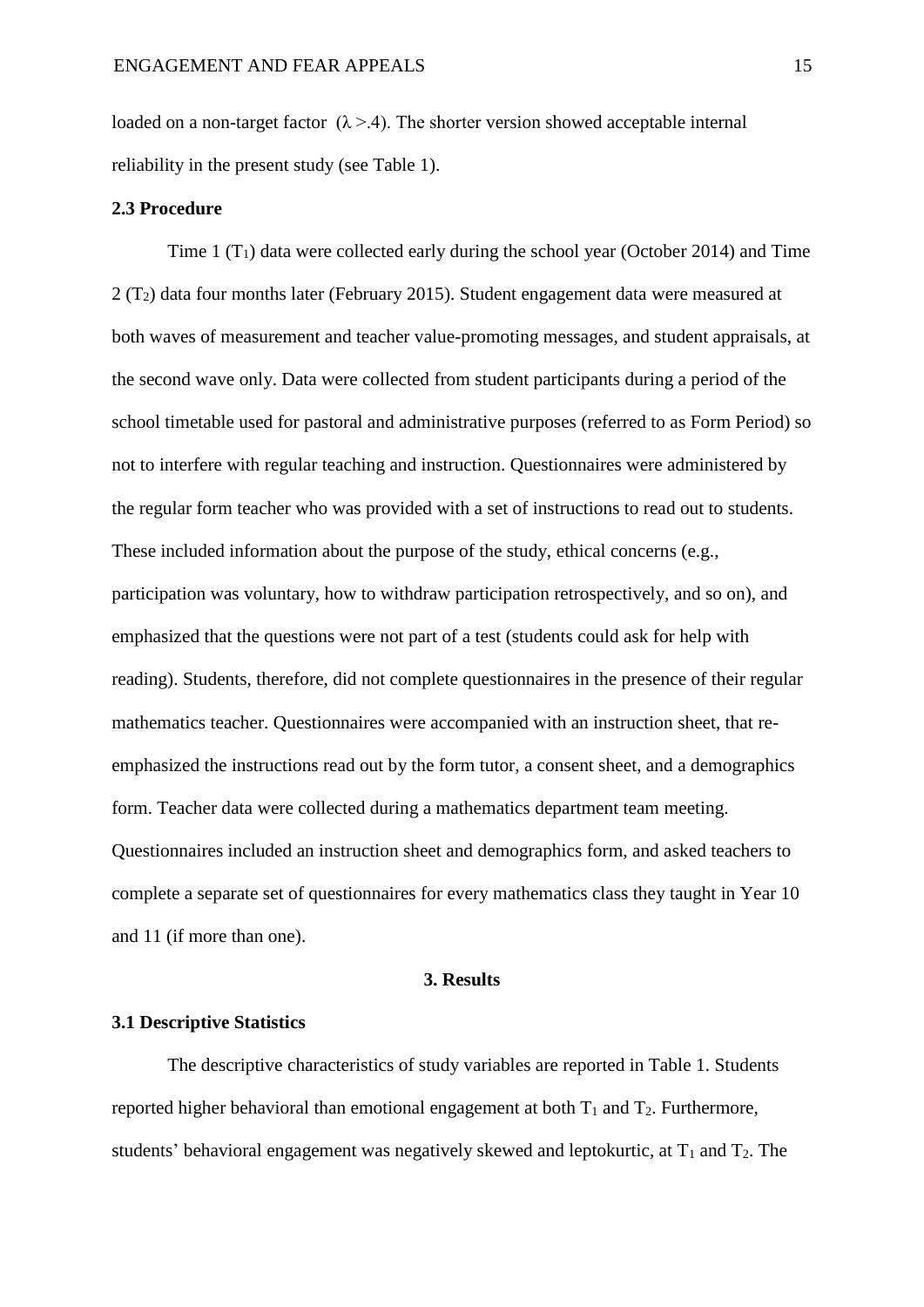loaded on a non-target factor ($\lambda > .4$). The shorter version showed acceptable internal reliability in the present study (see Table 1).

### 2.3 Procedure

Time 1 ($T_1$) data were collected early during the school year (October 2014) and Time 2 ($T_2$) data four months later (February 2015). Student engagement data were measured at both waves of measurement and teacher value-promoting messages, and student appraisals, at the second wave only. Data were collected from student participants during a period of the school timetable used for pastoral and administrative purposes (referred to as Form Period) so not to interfere with regular teaching and instruction. Questionnaires were administered by the regular form teacher who was provided with a set of instructions to read out to students. These included information about the purpose of the study, ethical concerns (e.g., participation was voluntary, how to withdraw participation retrospectively, and so on), and emphasized that the questions were not part of a test (students could ask for help with reading). Students, therefore, did not complete questionnaires in the presence of their regular mathematics teacher. Questionnaires were accompanied with an instruction sheet, that re-emphasized the instructions read out by the form tutor, a consent sheet, and a demographics form. Teacher data were collected during a mathematics department team meeting. Questionnaires included an instruction sheet and demographics form, and asked teachers to complete a separate set of questionnaires for every mathematics class they taught in Year 10 and 11 (if more than one).

## 3. Results

### 3.1 Descriptive Statistics

The descriptive characteristics of study variables are reported in Table 1. Students reported higher behavioral than emotional engagement at both $T_1$ and $T_2$. Furthermore, students' behavioral engagement was negatively skewed and leptokurtic, at $T_1$ and $T_2$. The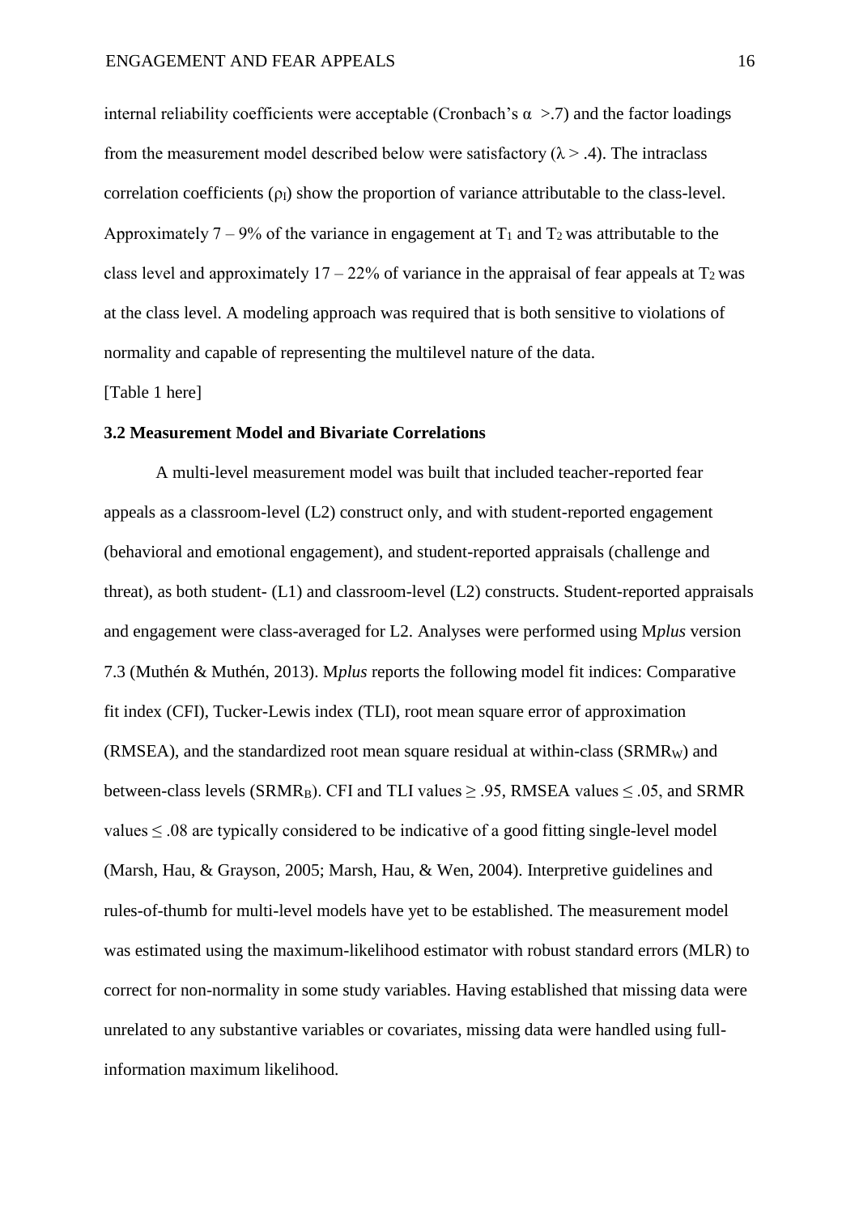internal reliability coefficients were acceptable (Cronbach's $\alpha$ >.7) and the factor loadings from the measurement model described below were satisfactory ($\lambda > .4$). The intraclass correlation coefficients ($\rho_I$) show the proportion of variance attributable to the class-level. Approximately 7 – 9% of the variance in engagement at $T_1$ and $T_2$ was attributable to the class level and approximately 17 – 22% of variance in the appraisal of fear appeals at $T_2$ was at the class level. A modeling approach was required that is both sensitive to violations of normality and capable of representing the multilevel nature of the data.

[Table 1 here]

### 3.2 Measurement Model and Bivariate Correlations

A multi-level measurement model was built that included teacher-reported fear appeals as a classroom-level (L2) construct only, and with student-reported engagement (behavioral and emotional engagement), and student-reported appraisals (challenge and threat), as both student- (L1) and classroom-level (L2) constructs. Student-reported appraisals and engagement were class-averaged for L2. Analyses were performed using M*plus* version 7.3 (Muthén & Muthén, 2013). M*plus* reports the following model fit indices: Comparative fit index (CFI), Tucker-Lewis index (TLI), root mean square error of approximation (RMSEA), and the standardized root mean square residual at within-class ($SRMR_W$) and between-class levels ($SRMR_B$). CFI and TLI values $\geq .95$, RMSEA values $\leq .05$, and SRMR values $\leq .08$ are typically considered to be indicative of a good fitting single-level model (Marsh, Hau, & Grayson, 2005; Marsh, Hau, & Wen, 2004). Interpretive guidelines and rules-of-thumb for multi-level models have yet to be established. The measurement model was estimated using the maximum-likelihood estimator with robust standard errors (MLR) to correct for non-normality in some study variables. Having established that missing data were unrelated to any substantive variables or covariates, missing data were handled using full-information maximum likelihood.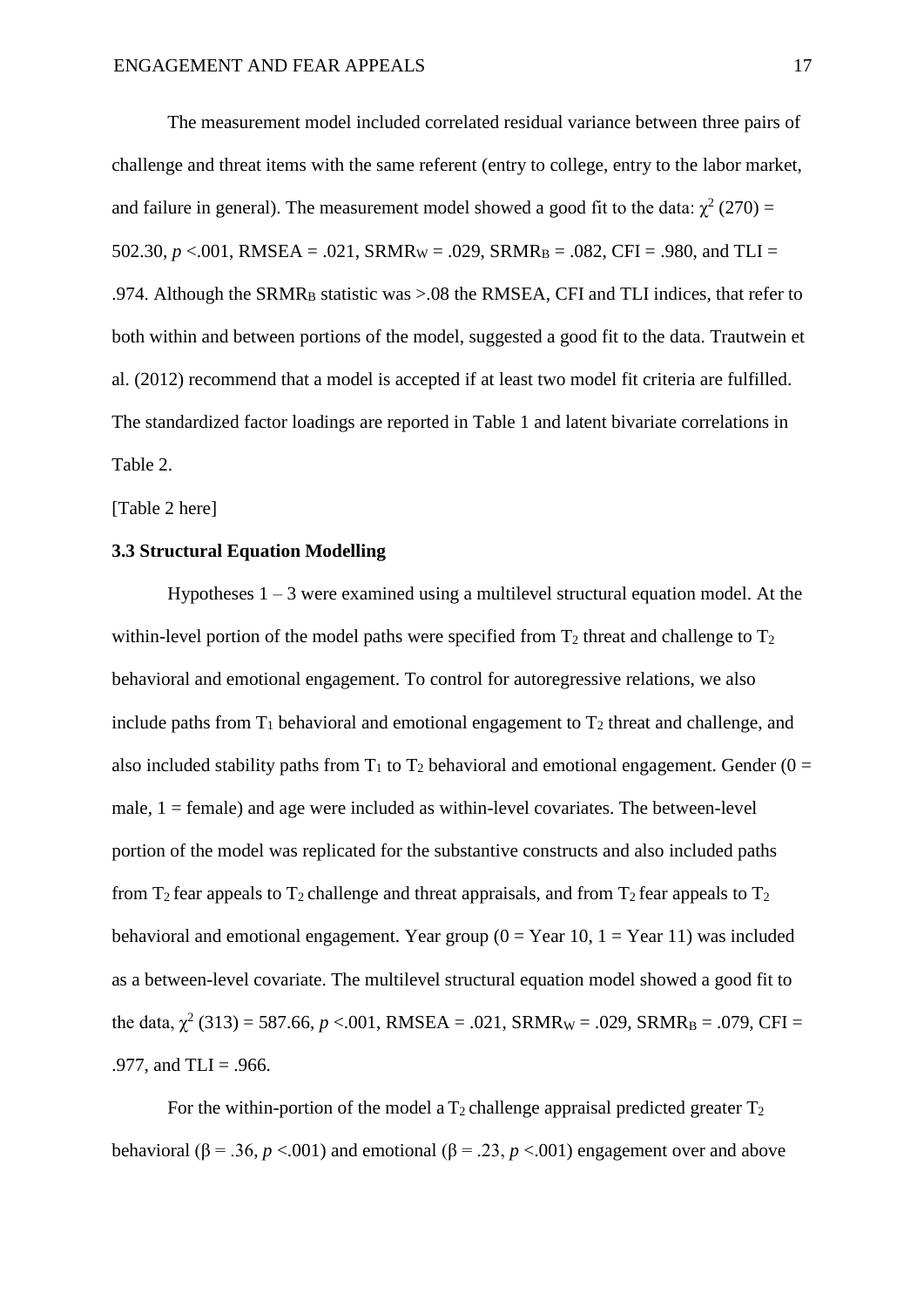The measurement model included correlated residual variance between three pairs of challenge and threat items with the same referent (entry to college, entry to the labor market, and failure in general). The measurement model showed a good fit to the data: $\chi^2$ (270) = 502.30, *p* <.001, RMSEA = .021, $SRMR_W$ = .029, $SRMR_B$ = .082, CFI = .980, and TLI = .974. Although the $SRMR_B$ statistic was >.08 the RMSEA, CFI and TLI indices, that refer to both within and between portions of the model, suggested a good fit to the data. Trautwein et al. (2012) recommend that a model is accepted if at least two model fit criteria are fulfilled. The standardized factor loadings are reported in Table 1 and latent bivariate correlations in Table 2.

[Table 2 here]

### 3.3 Structural Equation Modelling

Hypotheses 1 – 3 were examined using a multilevel structural equation model. At the within-level portion of the model paths were specified from $T_2$ threat and challenge to $T_2$ behavioral and emotional engagement. To control for autoregressive relations, we also include paths from $T_1$ behavioral and emotional engagement to $T_2$ threat and challenge, and also included stability paths from $T_1$ to $T_2$ behavioral and emotional engagement. Gender (0 = male, 1 = female) and age were included as within-level covariates. The between-level portion of the model was replicated for the substantive constructs and also included paths from $T_2$ fear appeals to $T_2$ challenge and threat appraisals, and from $T_2$ fear appeals to $T_2$ behavioral and emotional engagement. Year group (0 = Year 10, 1 = Year 11) was included as a between-level covariate. The multilevel structural equation model showed a good fit to the data, $\chi^2$ (313) = 587.66, *p* <.001, RMSEA = .021, $SRMR_W$ = .029, $SRMR_B$ = .079, CFI = .977, and TLI = .966.

For the within-portion of the model a $T_2$ challenge appraisal predicted greater $T_2$ behavioral ($\beta$ = .36, *p* <.001) and emotional ($\beta$ = .23, *p* <.001) engagement over and above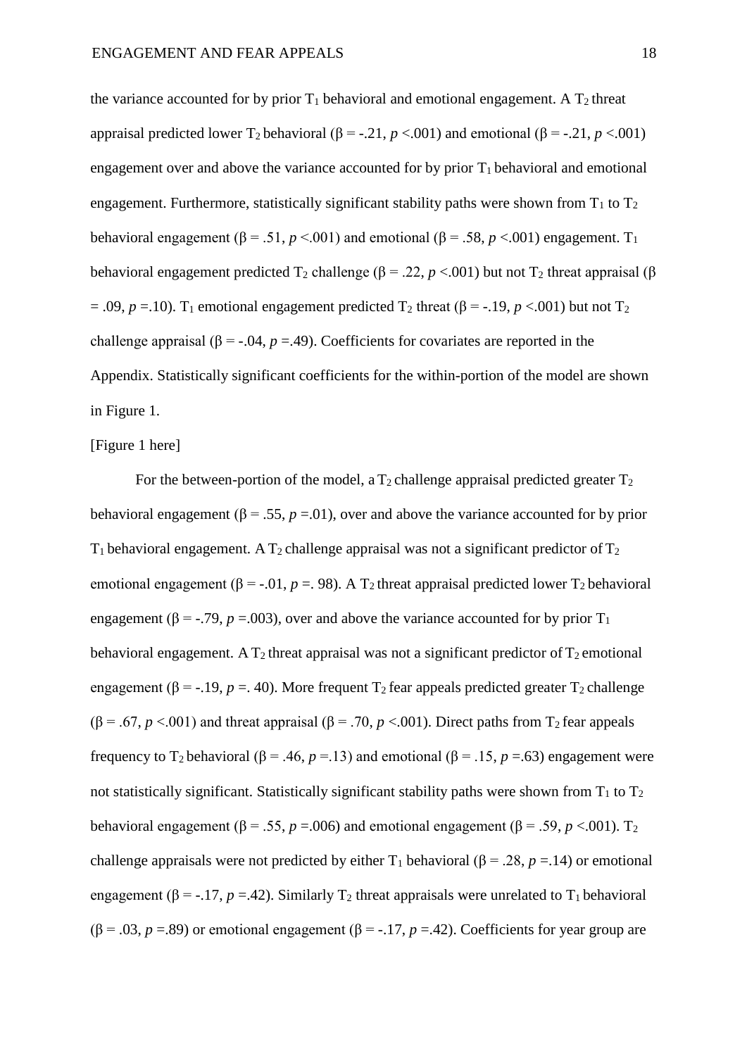the variance accounted for by prior $T_1$ behavioral and emotional engagement. A $T_2$ threat appraisal predicted lower $T_2$ behavioral ($\beta = -.21$, $p < .001$) and emotional ($\beta = -.21$, $p < .001$) engagement over and above the variance accounted for by prior $T_1$ behavioral and emotional engagement. Furthermore, statistically significant stability paths were shown from $T_1$ to $T_2$ behavioral engagement ($\beta = .51$, $p < .001$) and emotional ($\beta = .58$, $p < .001$) engagement. $T_1$ behavioral engagement predicted $T_2$ challenge ($\beta = .22$, $p < .001$) but not $T_2$ threat appraisal ($\beta = .09$, $p = .10$). $T_1$ emotional engagement predicted $T_2$ threat ($\beta = -.19$, $p < .001$) but not $T_2$ challenge appraisal ($\beta = -.04$, $p = .49$). Coefficients for covariates are reported in the Appendix. Statistically significant coefficients for the within-portion of the model are shown in Figure 1.

[Figure 1 here]

For the between-portion of the model, a $T_2$ challenge appraisal predicted greater $T_2$ behavioral engagement ($\beta = .55$, $p = .01$), over and above the variance accounted for by prior $T_1$ behavioral engagement. A $T_2$ challenge appraisal was not a significant predictor of $T_2$ emotional engagement ($\beta = -.01$, $p = .98$). A $T_2$ threat appraisal predicted lower $T_2$ behavioral engagement ($\beta = -.79$, $p = .003$), over and above the variance accounted for by prior $T_1$ behavioral engagement. A $T_2$ threat appraisal was not a significant predictor of $T_2$ emotional engagement ($\beta = -.19$, $p = .40$). More frequent $T_2$ fear appeals predicted greater $T_2$ challenge ($\beta = .67$, $p < .001$) and threat appraisal ($\beta = .70$, $p < .001$). Direct paths from $T_2$ fear appeals frequency to $T_2$ behavioral ($\beta = .46$, $p = .13$) and emotional ($\beta = .15$, $p = .63$) engagement were not statistically significant. Statistically significant stability paths were shown from $T_1$ to $T_2$ behavioral engagement ($\beta = .55$, $p = .006$) and emotional engagement ($\beta = .59$, $p < .001$). $T_2$ challenge appraisals were not predicted by either $T_1$ behavioral ($\beta = .28$, $p = .14$) or emotional engagement ($\beta = -.17$, $p = .42$). Similarly $T_2$ threat appraisals were unrelated to $T_1$ behavioral ($\beta = .03$, $p = .89$) or emotional engagement ($\beta = -.17$, $p = .42$). Coefficients for year group are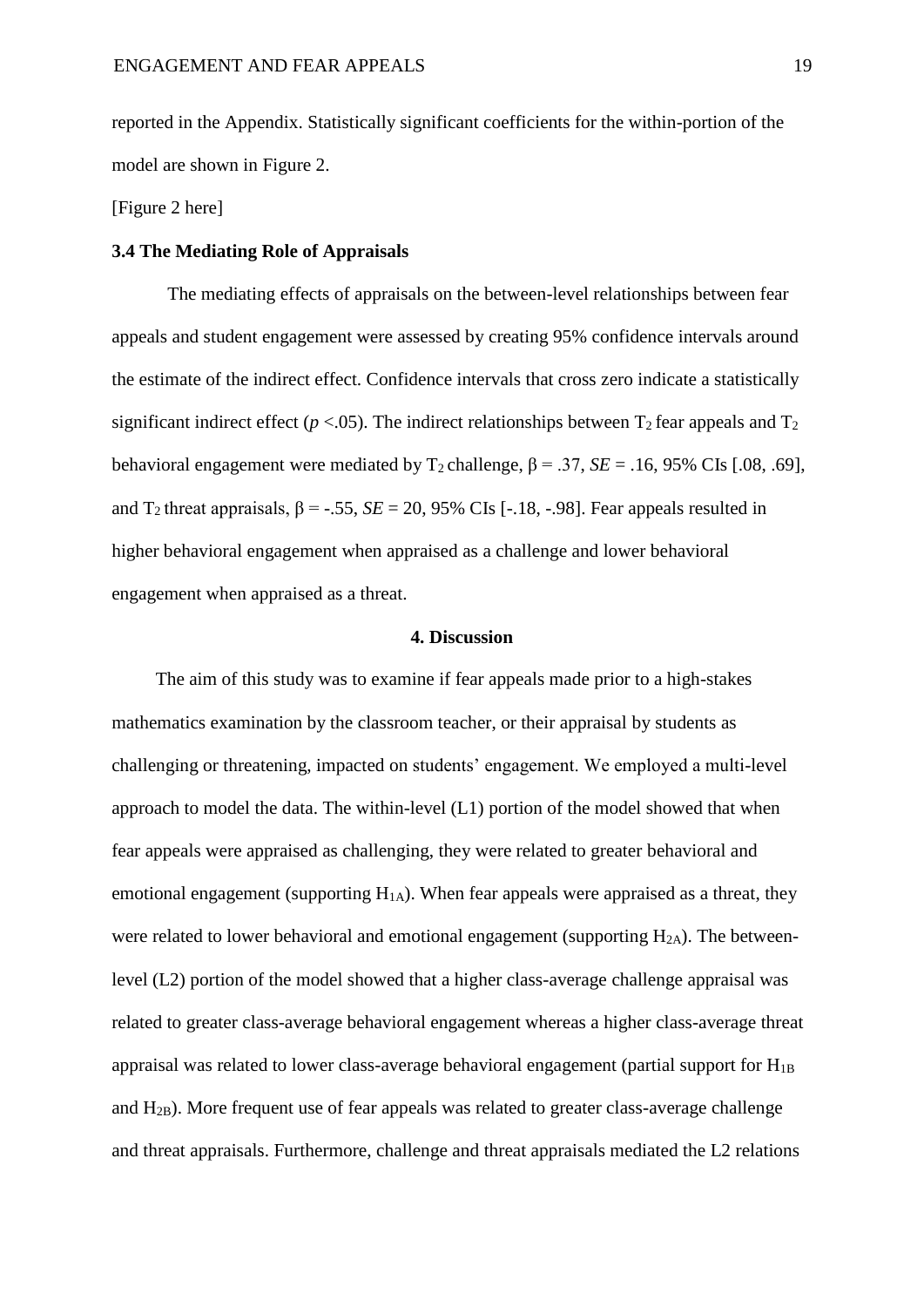reported in the Appendix. Statistically significant coefficients for the within-portion of the model are shown in Figure 2.

[Figure 2 here]

### 3.4 The Mediating Role of Appraisals

The mediating effects of appraisals on the between-level relationships between fear appeals and student engagement were assessed by creating 95% confidence intervals around the estimate of the indirect effect. Confidence intervals that cross zero indicate a statistically significant indirect effect ($p$ <.05). The indirect relationships between $T_2$ fear appeals and $T_2$ behavioral engagement were mediated by $T_2$ challenge, β = .37, *SE* = .16, 95% CIs [.08, .69], and $T_2$ threat appraisals, β = -.55, *SE* = 20, 95% CIs [-.18, -.98]. Fear appeals resulted in higher behavioral engagement when appraised as a challenge and lower behavioral engagement when appraised as a threat.

## 4. Discussion

The aim of this study was to examine if fear appeals made prior to a high-stakes mathematics examination by the classroom teacher, or their appraisal by students as challenging or threatening, impacted on students' engagement. We employed a multi-level approach to model the data. The within-level (L1) portion of the model showed that when fear appeals were appraised as challenging, they were related to greater behavioral and emotional engagement (supporting $H_{1A}$). When fear appeals were appraised as a threat, they were related to lower behavioral and emotional engagement (supporting $H_{2A}$). The between-level (L2) portion of the model showed that a higher class-average challenge appraisal was related to greater class-average behavioral engagement whereas a higher class-average threat appraisal was related to lower class-average behavioral engagement (partial support for $H_{1B}$ and $H_{2B}$). More frequent use of fear appeals was related to greater class-average challenge and threat appraisals. Furthermore, challenge and threat appraisals mediated the L2 relations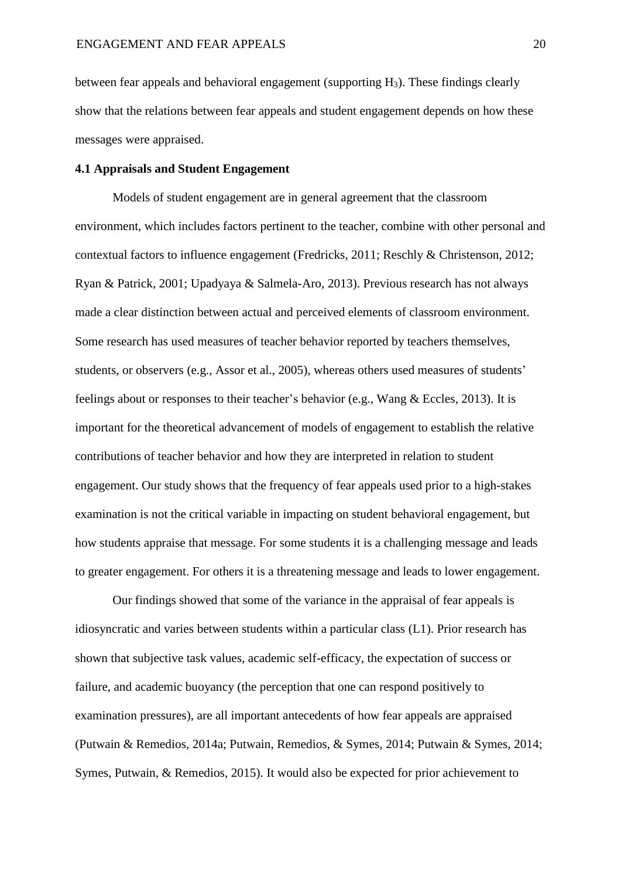between fear appeals and behavioral engagement (supporting $H_3$). These findings clearly show that the relations between fear appeals and student engagement depends on how these messages were appraised.

### 4.1 Appraisals and Student Engagement

Models of student engagement are in general agreement that the classroom environment, which includes factors pertinent to the teacher, combine with other personal and contextual factors to influence engagement (Fredricks, 2011; Reschly & Christenson, 2012; Ryan & Patrick, 2001; Upadyaya & Salmela-Aro, 2013). Previous research has not always made a clear distinction between actual and perceived elements of classroom environment. Some research has used measures of teacher behavior reported by teachers themselves, students, or observers (e.g., Assor et al., 2005), whereas others used measures of students' feelings about or responses to their teacher's behavior (e.g., Wang & Eccles, 2013). It is important for the theoretical advancement of models of engagement to establish the relative contributions of teacher behavior and how they are interpreted in relation to student engagement. Our study shows that the frequency of fear appeals used prior to a high-stakes examination is not the critical variable in impacting on student behavioral engagement, but how students appraise that message. For some students it is a challenging message and leads to greater engagement. For others it is a threatening message and leads to lower engagement.

Our findings showed that some of the variance in the appraisal of fear appeals is idiosyncratic and varies between students within a particular class (L1). Prior research has shown that subjective task values, academic self-efficacy, the expectation of success or failure, and academic buoyancy (the perception that one can respond positively to examination pressures), are all important antecedents of how fear appeals are appraised (Putwain & Remedios, 2014a; Putwain, Remedios, & Symes, 2014; Putwain & Symes, 2014; Symes, Putwain, & Remedios, 2015). It would also be expected for prior achievement to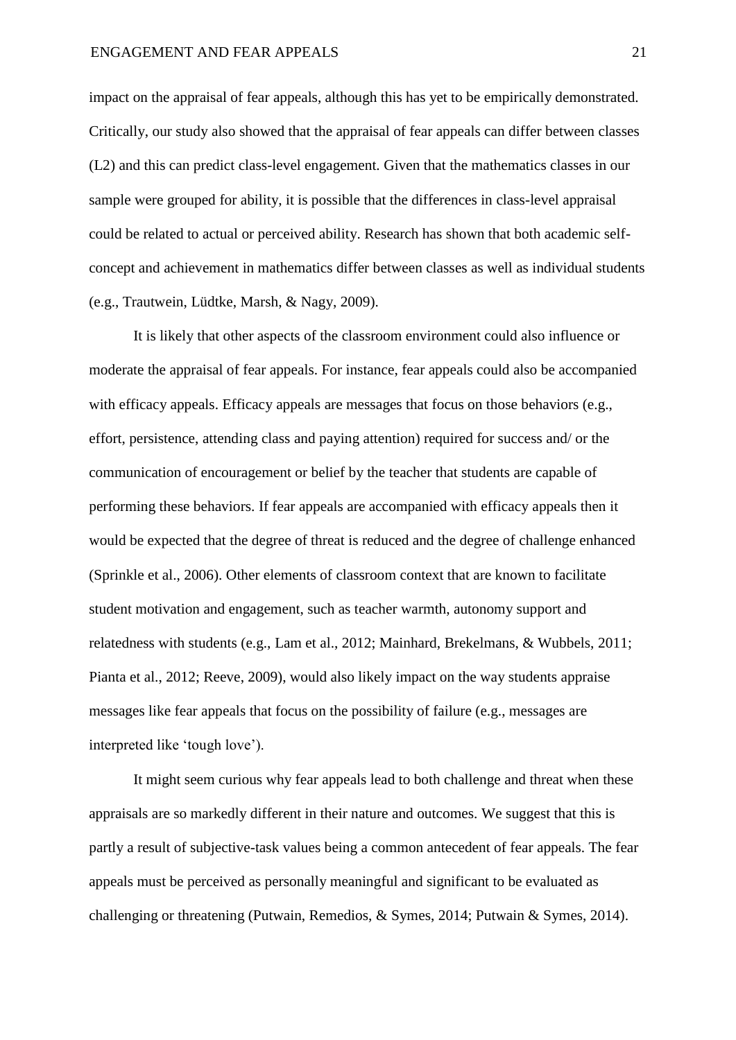impact on the appraisal of fear appeals, although this has yet to be empirically demonstrated. Critically, our study also showed that the appraisal of fear appeals can differ between classes (L2) and this can predict class-level engagement. Given that the mathematics classes in our sample were grouped for ability, it is possible that the differences in class-level appraisal could be related to actual or perceived ability. Research has shown that both academic self-concept and achievement in mathematics differ between classes as well as individual students (e.g., Trautwein, Lüdtke, Marsh, & Nagy, 2009).

It is likely that other aspects of the classroom environment could also influence or moderate the appraisal of fear appeals. For instance, fear appeals could also be accompanied with efficacy appeals. Efficacy appeals are messages that focus on those behaviors (e.g., effort, persistence, attending class and paying attention) required for success and/ or the communication of encouragement or belief by the teacher that students are capable of performing these behaviors. If fear appeals are accompanied with efficacy appeals then it would be expected that the degree of threat is reduced and the degree of challenge enhanced (Sprinkle et al., 2006). Other elements of classroom context that are known to facilitate student motivation and engagement, such as teacher warmth, autonomy support and relatedness with students (e.g., Lam et al., 2012; Mainhard, Brekelmans, & Wubbels, 2011; Pianta et al., 2012; Reeve, 2009), would also likely impact on the way students appraise messages like fear appeals that focus on the possibility of failure (e.g., messages are interpreted like 'tough love').

It might seem curious why fear appeals lead to both challenge and threat when these appraisals are so markedly different in their nature and outcomes. We suggest that this is partly a result of subjective-task values being a common antecedent of fear appeals. The fear appeals must be perceived as personally meaningful and significant to be evaluated as challenging or threatening (Putwain, Remedios, & Symes, 2014; Putwain & Symes, 2014).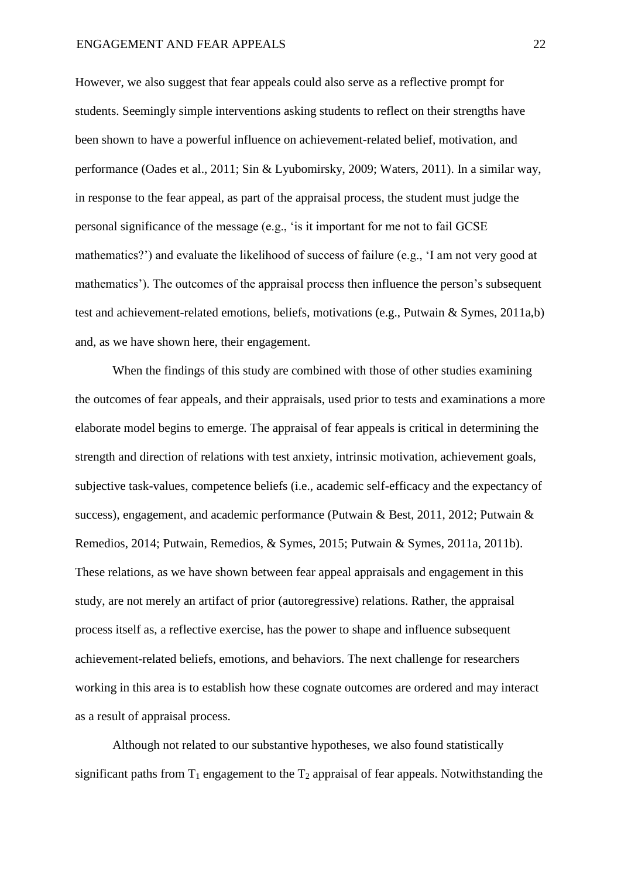However, we also suggest that fear appeals could also serve as a reflective prompt for students. Seemingly simple interventions asking students to reflect on their strengths have been shown to have a powerful influence on achievement-related belief, motivation, and performance (Oades et al., 2011; Sin & Lyubomirsky, 2009; Waters, 2011). In a similar way, in response to the fear appeal, as part of the appraisal process, the student must judge the personal significance of the message (e.g., 'is it important for me not to fail GCSE mathematics?') and evaluate the likelihood of success of failure (e.g., 'I am not very good at mathematics'). The outcomes of the appraisal process then influence the person's subsequent test and achievement-related emotions, beliefs, motivations (e.g., Putwain & Symes, 2011a,b) and, as we have shown here, their engagement.

When the findings of this study are combined with those of other studies examining the outcomes of fear appeals, and their appraisals, used prior to tests and examinations a more elaborate model begins to emerge. The appraisal of fear appeals is critical in determining the strength and direction of relations with test anxiety, intrinsic motivation, achievement goals, subjective task-values, competence beliefs (i.e., academic self-efficacy and the expectancy of success), engagement, and academic performance (Putwain & Best, 2011, 2012; Putwain & Remedios, 2014; Putwain, Remedios, & Symes, 2015; Putwain & Symes, 2011a, 2011b). These relations, as we have shown between fear appeal appraisals and engagement in this study, are not merely an artifact of prior (autoregressive) relations. Rather, the appraisal process itself as, a reflective exercise, has the power to shape and influence subsequent achievement-related beliefs, emotions, and behaviors. The next challenge for researchers working in this area is to establish how these cognate outcomes are ordered and may interact as a result of appraisal process.

Although not related to our substantive hypotheses, we also found statistically significant paths from $T_1$ engagement to the $T_2$ appraisal of fear appeals. Notwithstanding the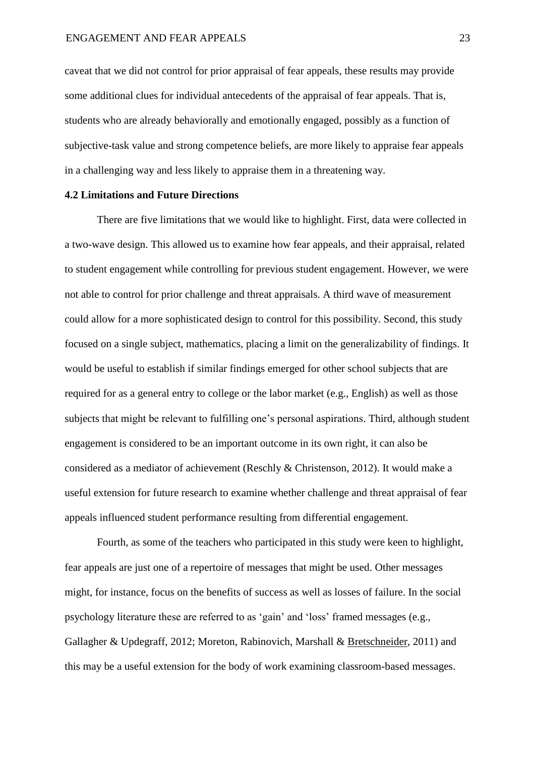caveat that we did not control for prior appraisal of fear appeals, these results may provide some additional clues for individual antecedents of the appraisal of fear appeals. That is, students who are already behaviorally and emotionally engaged, possibly as a function of subjective-task value and strong competence beliefs, are more likely to appraise fear appeals in a challenging way and less likely to appraise them in a threatening way.

**4.2 Limitations and Future Directions**

There are five limitations that we would like to highlight. First, data were collected in a two-wave design. This allowed us to examine how fear appeals, and their appraisal, related to student engagement while controlling for previous student engagement. However, we were not able to control for prior challenge and threat appraisals. A third wave of measurement could allow for a more sophisticated design to control for this possibility. Second, this study focused on a single subject, mathematics, placing a limit on the generalizability of findings. It would be useful to establish if similar findings emerged for other school subjects that are required for as a general entry to college or the labor market (e.g., English) as well as those subjects that might be relevant to fulfilling one's personal aspirations. Third, although student engagement is considered to be an important outcome in its own right, it can also be considered as a mediator of achievement (Reschly & Christenson, 2012). It would make a useful extension for future research to examine whether challenge and threat appraisal of fear appeals influenced student performance resulting from differential engagement.

Fourth, as some of the teachers who participated in this study were keen to highlight, fear appeals are just one of a repertoire of messages that might be used. Other messages might, for instance, focus on the benefits of success as well as losses of failure. In the social psychology literature these are referred to as 'gain' and 'loss' framed messages (e.g., Gallagher & Updegraff, 2012; Moreton, Rabinovich, Marshall & Bretschneider, 2011) and this may be a useful extension for the body of work examining classroom-based messages.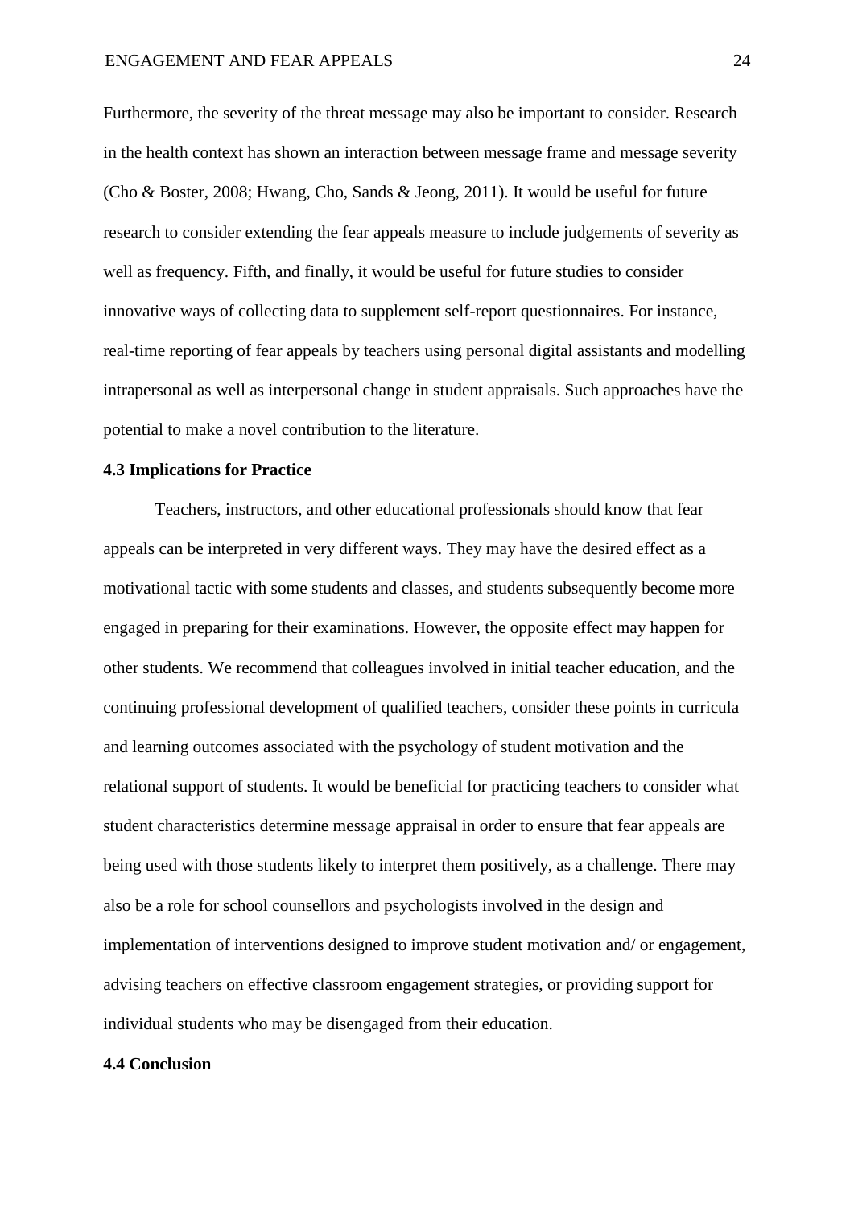Furthermore, the severity of the threat message may also be important to consider. Research in the health context has shown an interaction between message frame and message severity (Cho & Boster, 2008; Hwang, Cho, Sands & Jeong, 2011). It would be useful for future research to consider extending the fear appeals measure to include judgements of severity as well as frequency. Fifth, and finally, it would be useful for future studies to consider innovative ways of collecting data to supplement self-report questionnaires. For instance, real-time reporting of fear appeals by teachers using personal digital assistants and modelling intrapersonal as well as interpersonal change in student appraisals. Such approaches have the potential to make a novel contribution to the literature.

### 4.3 Implications for Practice

Teachers, instructors, and other educational professionals should know that fear appeals can be interpreted in very different ways. They may have the desired effect as a motivational tactic with some students and classes, and students subsequently become more engaged in preparing for their examinations. However, the opposite effect may happen for other students. We recommend that colleagues involved in initial teacher education, and the continuing professional development of qualified teachers, consider these points in curricula and learning outcomes associated with the psychology of student motivation and the relational support of students. It would be beneficial for practicing teachers to consider what student characteristics determine message appraisal in order to ensure that fear appeals are being used with those students likely to interpret them positively, as a challenge. There may also be a role for school counsellors and psychologists involved in the design and implementation of interventions designed to improve student motivation and/ or engagement, advising teachers on effective classroom engagement strategies, or providing support for individual students who may be disengaged from their education.

### 4.4 Conclusion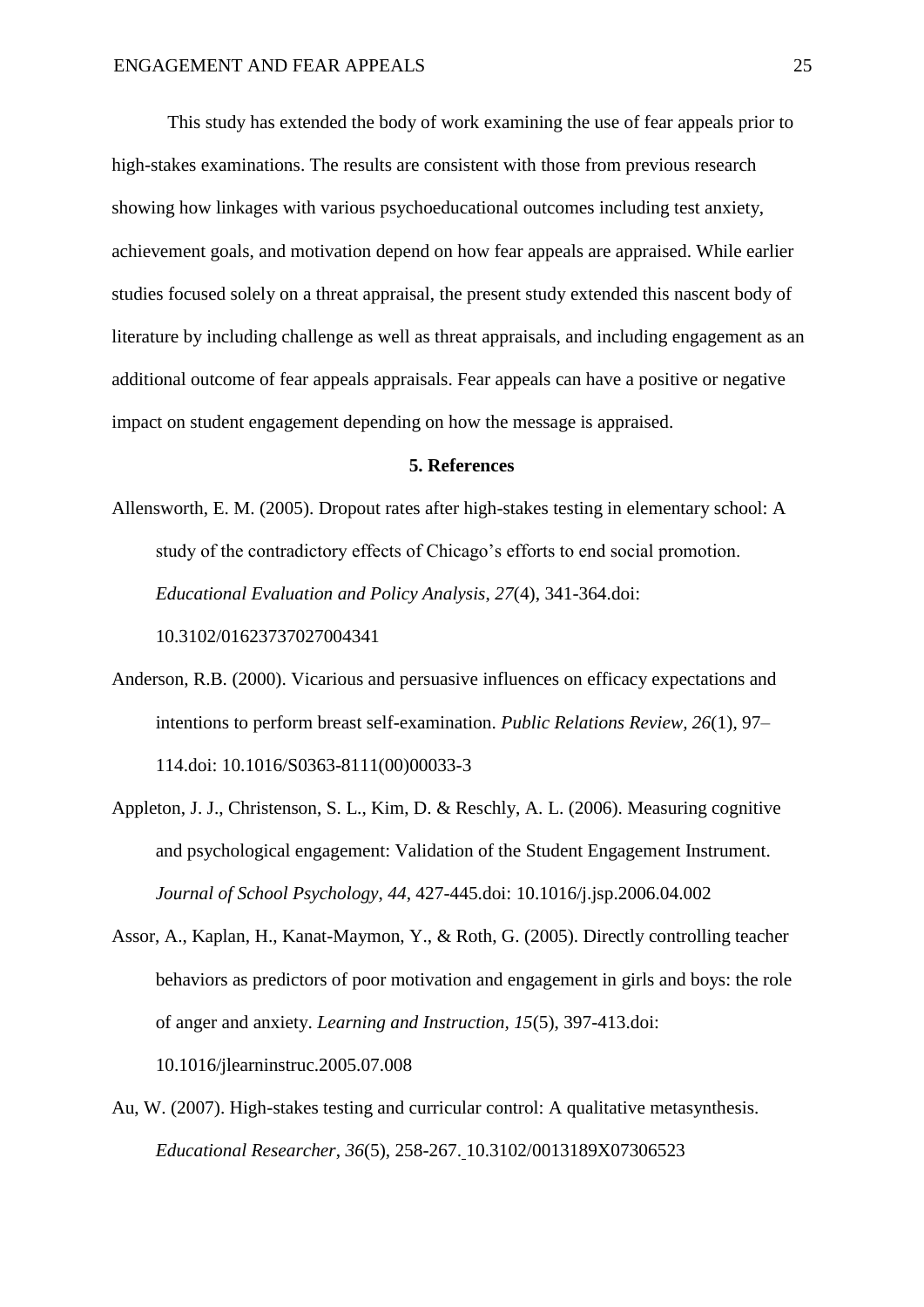This study has extended the body of work examining the use of fear appeals prior to high-stakes examinations. The results are consistent with those from previous research showing how linkages with various psychoeducational outcomes including test anxiety, achievement goals, and motivation depend on how fear appeals are appraised. While earlier studies focused solely on a threat appraisal, the present study extended this nascent body of literature by including challenge as well as threat appraisals, and including engagement as an additional outcome of fear appeals appraisals. Fear appeals can have a positive or negative impact on student engagement depending on how the message is appraised.

## 5. References

Allensworth, E. M. (2005). Dropout rates after high-stakes testing in elementary school: A study of the contradictory effects of Chicago's efforts to end social promotion. *Educational Evaluation and Policy Analysis*, *27*(4), 341-364.doi: 10.3102/01623737027004341

Anderson, R.B. (2000). Vicarious and persuasive influences on efficacy expectations and intentions to perform breast self-examination. *Public Relations Review*, *26*(1), 97–114.doi: 10.1016/S0363-8111(00)00033-3

Appleton, J. J., Christenson, S. L., Kim, D. & Reschly, A. L. (2006). Measuring cognitive and psychological engagement: Validation of the Student Engagement Instrument. *Journal of School Psychology*, *44*, 427-445.doi: 10.1016/j.jsp.2006.04.002

Assor, A., Kaplan, H., Kanat-Maymon, Y., & Roth, G. (2005). Directly controlling teacher behaviors as predictors of poor motivation and engagement in girls and boys: the role of anger and anxiety. *Learning and Instruction*, *15*(5), 397-413.doi: 10.1016/jlearninstruc.2005.07.008

Au, W. (2007). High-stakes testing and curricular control: A qualitative metasynthesis. *Educational Researcher*, *36*(5), 258-267. 10.3102/0013189X07306523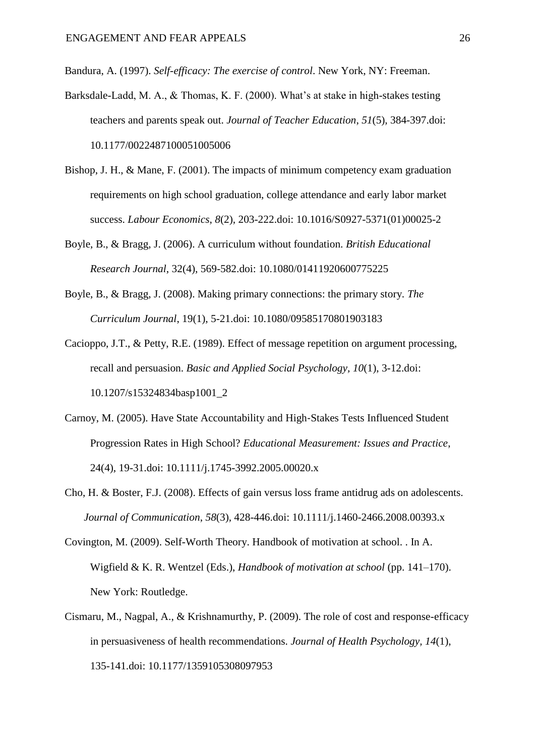Bandura, A. (1997). *Self-efficacy: The exercise of control*. New York, NY: Freeman.

Barksdale-Ladd, M. A., & Thomas, K. F. (2000). What's at stake in high-stakes testing teachers and parents speak out. *Journal of Teacher Education*, *51*(5), 384-397.doi: 10.1177/0022487100051005006

Bishop, J. H., & Mane, F. (2001). The impacts of minimum competency exam graduation requirements on high school graduation, college attendance and early labor market success. *Labour Economics*, *8*(2), 203-222.doi: 10.1016/S0927-5371(01)00025-2

Boyle, B., & Bragg, J. (2006). A curriculum without foundation. *British Educational Research Journal*, 32(4), 569-582.doi: 10.1080/01411920600775225

Boyle, B., & Bragg, J. (2008). Making primary connections: the primary story. *The Curriculum Journal*, 19(1), 5-21.doi: 10.1080/09585170801903183

Cacioppo, J.T., & Petty, R.E. (1989). Effect of message repetition on argument processing, recall and persuasion. *Basic and Applied Social Psychology, 10*(1), 3-12.doi: 10.1207/s15324834basp1001_2

Carnoy, M. (2005). Have State Accountability and High-Stakes Tests Influenced Student Progression Rates in High School? *Educational Measurement: Issues and Practice*, 24(4), 19-31.doi: 10.1111/j.1745-3992.2005.00020.x

Cho, H. & Boster, F.J. (2008). Effects of gain versus loss frame antidrug ads on adolescents. *Journal of Communication, 58*(3), 428-446.doi: 10.1111/j.1460-2466.2008.00393.x

Covington, M. (2009). Self-Worth Theory. Handbook of motivation at school. . In A. Wigfield & K. R. Wentzel (Eds.), *Handbook of motivation at school* (pp. 141–170). New York: Routledge.

Cismaru, M., Nagpal, A., & Krishnamurthy, P. (2009). The role of cost and response-efficacy in persuasiveness of health recommendations. *Journal of Health Psychology, 14*(1), 135-141.doi: 10.1177/1359105308097953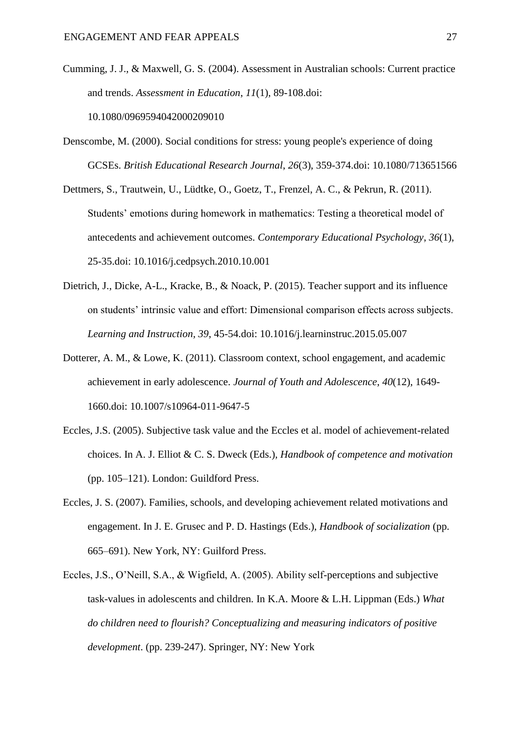Cumming, J. J., & Maxwell, G. S. (2004). Assessment in Australian schools: Current practice and trends. *Assessment in Education*, *11*(1), 89-108.doi: 10.1080/0969594042000209010

Denscombe, M. (2000). Social conditions for stress: young people's experience of doing GCSEs. *British Educational Research Journal*, *26*(3), 359-374.doi: 10.1080/713651566

Dettmers, S., Trautwein, U., Lüdtke, O., Goetz, T., Frenzel, A. C., & Pekrun, R. (2011). Students' emotions during homework in mathematics: Testing a theoretical model of antecedents and achievement outcomes. *Contemporary Educational Psychology*, *36*(1), 25-35.doi: 10.1016/j.cedpsych.2010.10.001

Dietrich, J., Dicke, A-L., Kracke, B., & Noack, P. (2015). Teacher support and its influence on students' intrinsic value and effort: Dimensional comparison effects across subjects. *Learning and Instruction*, *39*, 45-54.doi: 10.1016/j.learninstruc.2015.05.007

Dotterer, A. M., & Lowe, K. (2011). Classroom context, school engagement, and academic achievement in early adolescence. *Journal of Youth and Adolescence*, *40*(12), 1649-1660.doi: 10.1007/s10964-011-9647-5

Eccles, J.S. (2005). Subjective task value and the Eccles et al. model of achievement-related choices. In A. J. Elliot & C. S. Dweck (Eds.), *Handbook of competence and motivation* (pp. 105–121). London: Guildford Press.

Eccles, J. S. (2007). Families, schools, and developing achievement related motivations and engagement. In J. E. Grusec and P. D. Hastings (Eds.), *Handbook of socialization* (pp. 665–691). New York, NY: Guilford Press.

Eccles, J.S., O'Neill, S.A., & Wigfield, A. (2005). Ability self-perceptions and subjective task-values in adolescents and children. In K.A. Moore & L.H. Lippman (Eds.) *What do children need to flourish? Conceptualizing and measuring indicators of positive development*. (pp. 239-247). Springer, NY: New York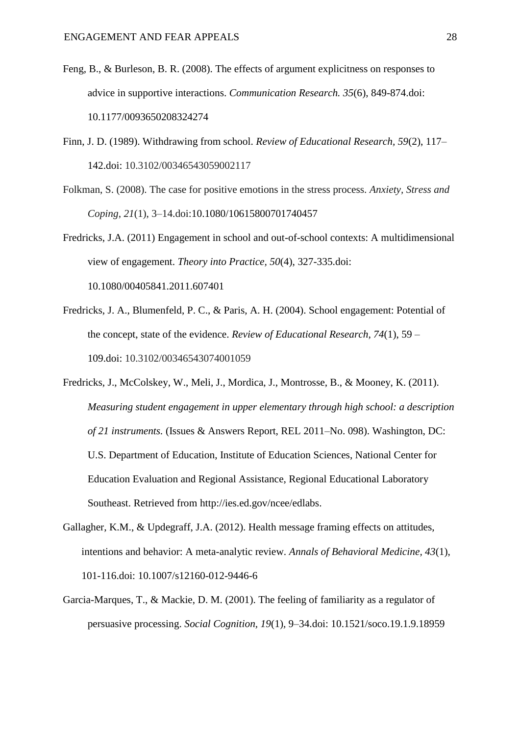Feng, B., & Burleson, B. R. (2008). The effects of argument explicitness on responses to advice in supportive interactions. *Communication Research. 35*(6), 849-874.doi: 10.1177/0093650208324274

Finn, J. D. (1989). Withdrawing from school. *Review of Educational Research, 59*(2), 117–142.doi: 10.3102/00346543059002117

Folkman, S. (2008). The case for positive emotions in the stress process. *Anxiety, Stress and Coping*, *21*(1), 3–14.doi:10.1080/10615800701740457

Fredricks, J.A. (2011) Engagement in school and out-of-school contexts: A multidimensional view of engagement. *Theory into Practice, 50*(4), 327-335.doi: 10.1080/00405841.2011.607401

Fredricks, J. A., Blumenfeld, P. C., & Paris, A. H. (2004). School engagement: Potential of the concept, state of the evidence. *Review of Educational Research*, *74*(1), 59 – 109.doi: 10.3102/00346543074001059

Fredricks, J., McColskey, W., Meli, J., Mordica, J., Montrosse, B., & Mooney, K. (2011). *Measuring student engagement in upper elementary through high school: a description of 21 instruments.* (Issues & Answers Report, REL 2011–No. 098). Washington, DC: U.S. Department of Education, Institute of Education Sciences, National Center for Education Evaluation and Regional Assistance, Regional Educational Laboratory Southeast. Retrieved from http://ies.ed.gov/ncee/edlabs.

Gallagher, K.M., & Updegraff, J.A. (2012). Health message framing effects on attitudes, intentions and behavior: A meta-analytic review. *Annals of Behavioral Medicine, 43*(1), 101-116.doi: 10.1007/s12160-012-9446-6

Garcia-Marques, T., & Mackie, D. M. (2001). The feeling of familiarity as a regulator of persuasive processing. *Social Cognition, 19*(1), 9–34.doi: 10.1521/soco.19.1.9.18959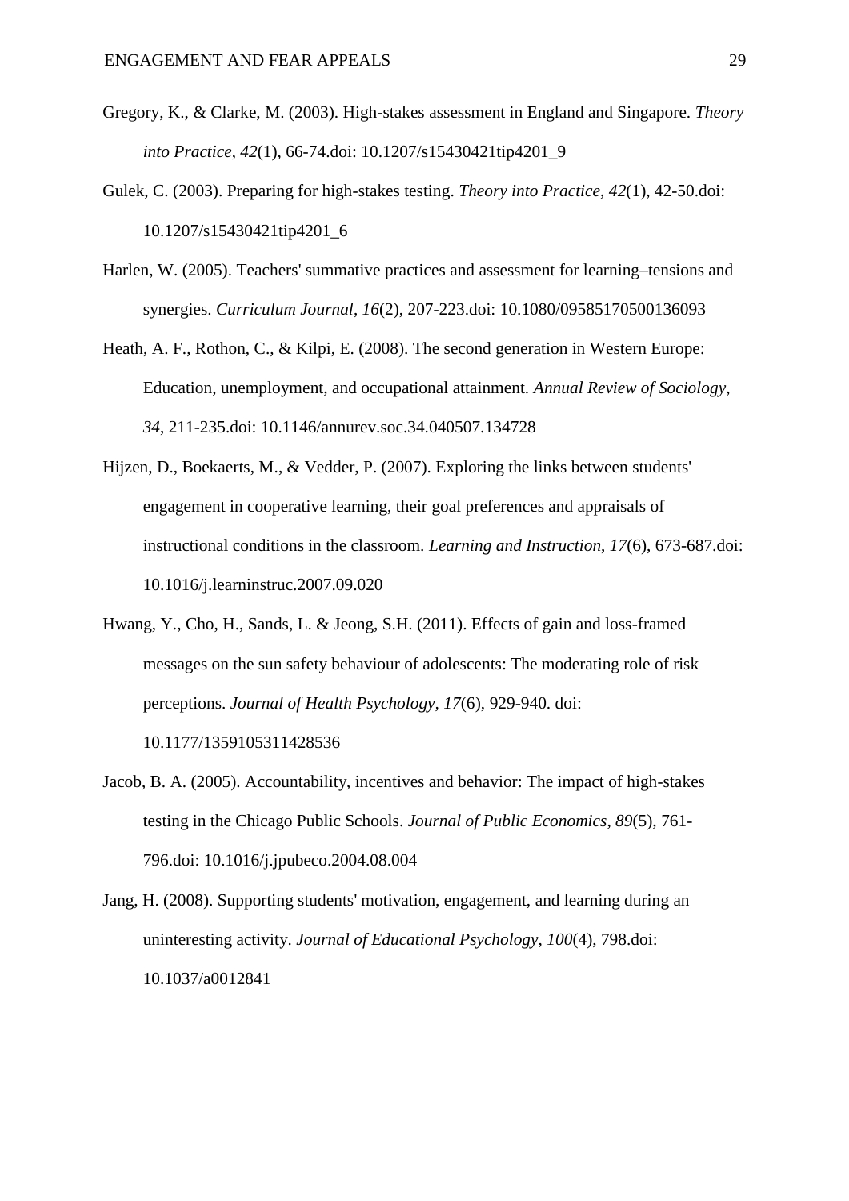Gregory, K., & Clarke, M. (2003). High-stakes assessment in England and Singapore. *Theory into Practice*, *42*(1), 66-74.doi: 10.1207/s15430421tip4201_9

Gulek, C. (2003). Preparing for high-stakes testing. *Theory into Practice*, *42*(1), 42-50.doi: 10.1207/s15430421tip4201_6

Harlen, W. (2005). Teachers' summative practices and assessment for learning–tensions and synergies. *Curriculum Journal*, *16*(2), 207-223.doi: 10.1080/09585170500136093

Heath, A. F., Rothon, C., & Kilpi, E. (2008). The second generation in Western Europe: Education, unemployment, and occupational attainment. *Annual Review of Sociology*, *34*, 211-235.doi: 10.1146/annurev.soc.34.040507.134728

Hijzen, D., Boekaerts, M., & Vedder, P. (2007). Exploring the links between students' engagement in cooperative learning, their goal preferences and appraisals of instructional conditions in the classroom. *Learning and Instruction*, *17*(6), 673-687.doi: 10.1016/j.learninstruc.2007.09.020

Hwang, Y., Cho, H., Sands, L. & Jeong, S.H. (2011). Effects of gain and loss-framed messages on the sun safety behaviour of adolescents: The moderating role of risk perceptions. *Journal of Health Psychology*, *17*(6), 929-940. doi: 10.1177/1359105311428536

Jacob, B. A. (2005). Accountability, incentives and behavior: The impact of high-stakes testing in the Chicago Public Schools. *Journal of Public Economics*, *89*(5), 761-796.doi: 10.1016/j.jpubeco.2004.08.004

Jang, H. (2008). Supporting students' motivation, engagement, and learning during an uninteresting activity. *Journal of Educational Psychology*, *100*(4), 798.doi: 10.1037/a0012841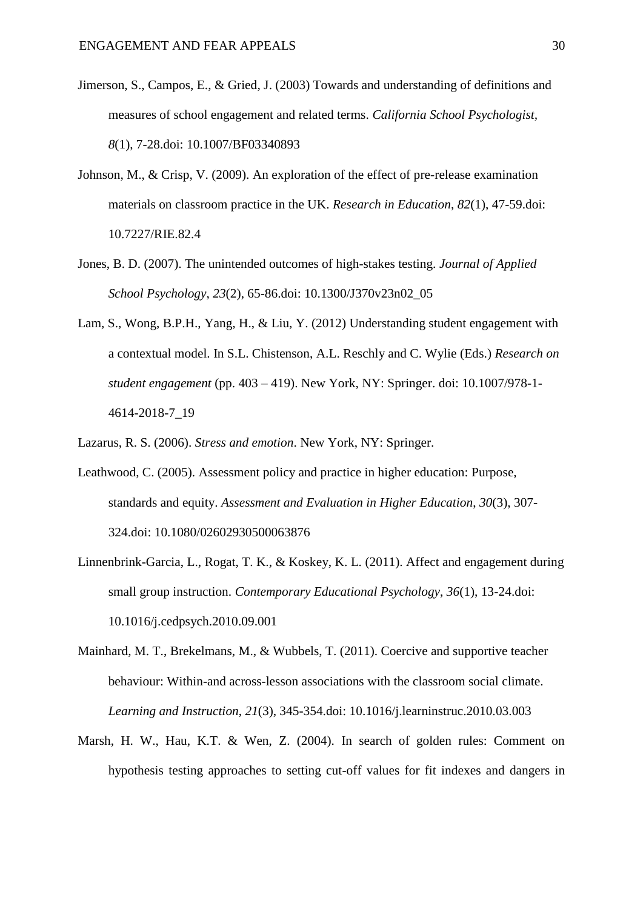Jimerson, S., Campos, E., & Gried, J. (2003) Towards and understanding of definitions and measures of school engagement and related terms. *California School Psychologist*, *8*(1), 7-28.doi: 10.1007/BF03340893

Johnson, M., & Crisp, V. (2009). An exploration of the effect of pre-release examination materials on classroom practice in the UK. *Research in Education*, *82*(1), 47-59.doi: 10.7227/RIE.82.4

Jones, B. D. (2007). The unintended outcomes of high-stakes testing. *Journal of Applied School Psychology*, *23*(2), 65-86.doi: 10.1300/J370v23n02_05

Lam, S., Wong, B.P.H., Yang, H., & Liu, Y. (2012) Understanding student engagement with a contextual model. In S.L. Chistenson, A.L. Reschly and C. Wylie (Eds.) *Research on student engagement* (pp. 403 – 419). New York, NY: Springer. doi: 10.1007/978-1-4614-2018-7_19

Lazarus, R. S. (2006). *Stress and emotion*. New York, NY: Springer.

Leathwood, C. (2005). Assessment policy and practice in higher education: Purpose, standards and equity. *Assessment and Evaluation in Higher Education*, *30*(3), 307-324.doi: 10.1080/02602930500063876

Linnenbrink-Garcia, L., Rogat, T. K., & Koskey, K. L. (2011). Affect and engagement during small group instruction. *Contemporary Educational Psychology*, *36*(1), 13-24.doi: 10.1016/j.cedpsych.2010.09.001

Mainhard, M. T., Brekelmans, M., & Wubbels, T. (2011). Coercive and supportive teacher behaviour: Within-and across-lesson associations with the classroom social climate. *Learning and Instruction*, *21*(3), 345-354.doi: 10.1016/j.learninstruc.2010.03.003

Marsh, H. W., Hau, K.T. & Wen, Z. (2004). In search of golden rules: Comment on hypothesis testing approaches to setting cut-off values for fit indexes and dangers in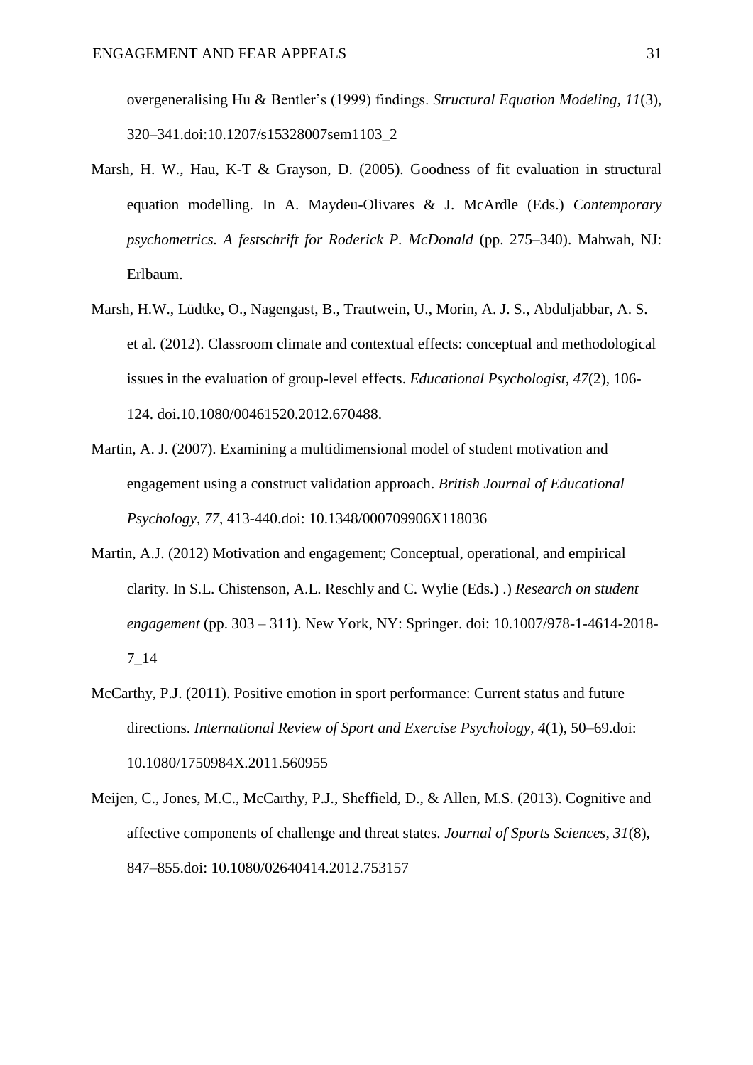overgeneralising Hu & Bentler's (1999) findings. *Structural Equation Modeling, 11*(3), 320–341.doi:10.1207/s15328007sem1103_2

Marsh, H. W., Hau, K-T & Grayson, D. (2005). Goodness of fit evaluation in structural equation modelling. In A. Maydeu-Olivares & J. McArdle (Eds.) *Contemporary psychometrics. A festschrift for Roderick P. McDonald* (pp. 275–340). Mahwah, NJ: Erlbaum.

Marsh, H.W., Lüdtke, O., Nagengast, B., Trautwein, U., Morin, A. J. S., Abduljabbar, A. S. et al. (2012). Classroom climate and contextual effects: conceptual and methodological issues in the evaluation of group-level effects. *Educational Psychologist, 47*(2), 106-124. doi.10.1080/00461520.2012.670488.

Martin, A. J. (2007). Examining a multidimensional model of student motivation and engagement using a construct validation approach. *British Journal of Educational Psychology, 77*, 413-440.doi: 10.1348/000709906X118036

Martin, A.J. (2012) Motivation and engagement; Conceptual, operational, and empirical clarity. In S.L. Chistenson, A.L. Reschly and C. Wylie (Eds.) .) *Research on student engagement* (pp. 303 – 311). New York, NY: Springer. doi: 10.1007/978-1-4614-2018-7_14

McCarthy, P.J. (2011). Positive emotion in sport performance: Current status and future directions. *International Review of Sport and Exercise Psychology, 4*(1), 50–69.doi: 10.1080/1750984X.2011.560955

Meijen, C., Jones, M.C., McCarthy, P.J., Sheffield, D., & Allen, M.S. (2013). Cognitive and affective components of challenge and threat states. *Journal of Sports Sciences, 31*(8), 847–855.doi: 10.1080/02640414.2012.753157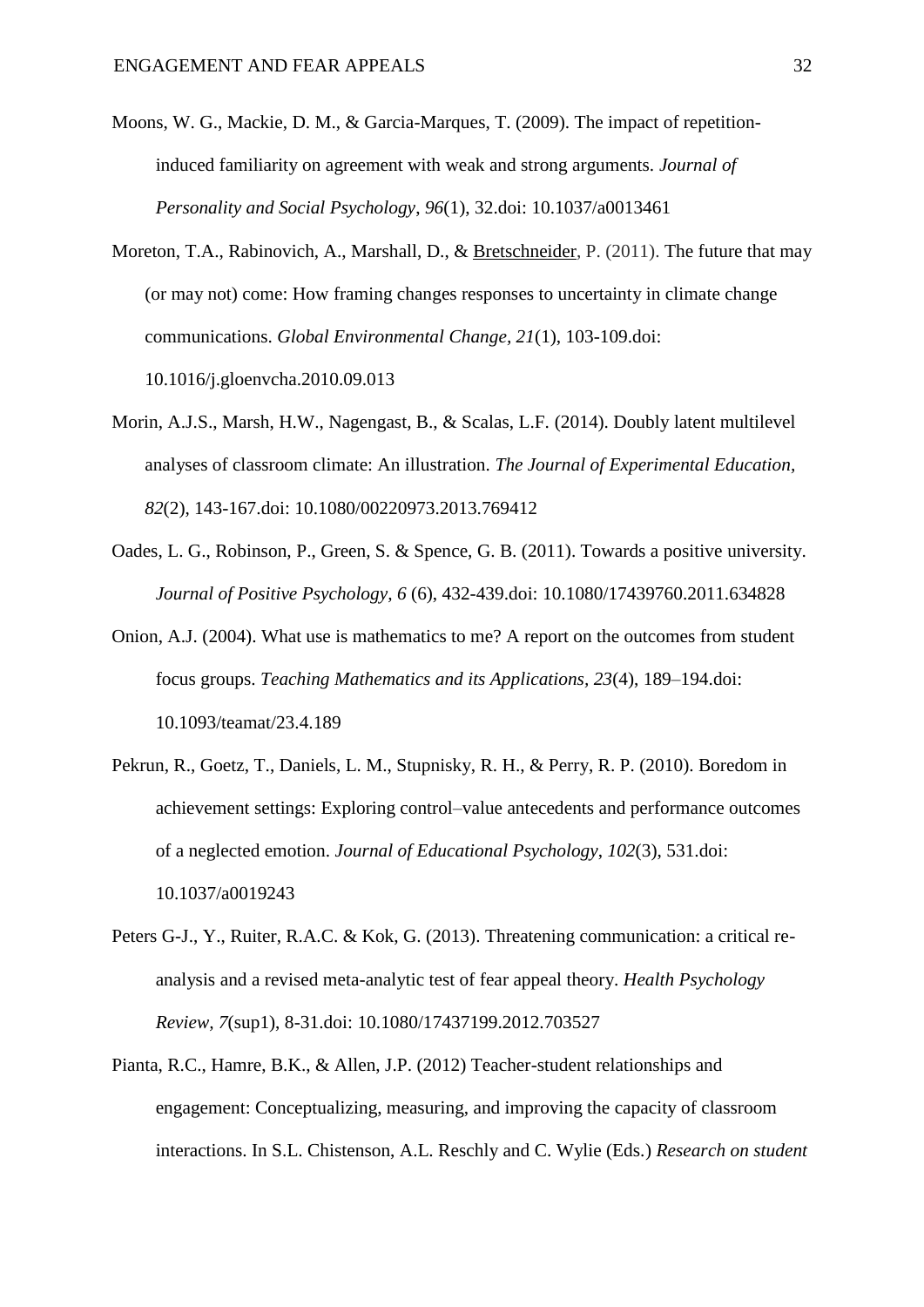Moons, W. G., Mackie, D. M., & Garcia-Marques, T. (2009). The impact of repetition-induced familiarity on agreement with weak and strong arguments. *Journal of Personality and Social Psychology*, *96*(1), 32.doi: 10.1037/a0013461

Moreton, T.A., Rabinovich, A., Marshall, D., & Bretschneider, P. (2011). The future that may (or may not) come: How framing changes responses to uncertainty in climate change communications. *Global Environmental Change*, *21*(1), 103-109.doi: 10.1016/j.gloenvcha.2010.09.013

Morin, A.J.S., Marsh, H.W., Nagengast, B., & Scalas, L.F. (2014). Doubly latent multilevel analyses of classroom climate: An illustration. *The Journal of Experimental Education, 82*(2), 143-167.doi: 10.1080/00220973.2013.769412

Oades, L. G., Robinson, P., Green, S. & Spence, G. B. (2011). Towards a positive university. *Journal of Positive Psychology, 6* (6), 432-439.doi: 10.1080/17439760.2011.634828

Onion, A.J. (2004). What use is mathematics to me? A report on the outcomes from student focus groups. *Teaching Mathematics and its Applications*, *23*(4), 189–194.doi: 10.1093/teamat/23.4.189

Pekrun, R., Goetz, T., Daniels, L. M., Stupnisky, R. H., & Perry, R. P. (2010). Boredom in achievement settings: Exploring control–value antecedents and performance outcomes of a neglected emotion. *Journal of Educational Psychology*, *102*(3), 531.doi: 10.1037/a0019243

Peters G-J., Y., Ruiter, R.A.C. & Kok, G. (2013). Threatening communication: a critical re-analysis and a revised meta-analytic test of fear appeal theory. *Health Psychology Review, 7*(sup1), 8-31.doi: 10.1080/17437199.2012.703527

Pianta, R.C., Hamre, B.K., & Allen, J.P. (2012) Teacher-student relationships and engagement: Conceptualizing, measuring, and improving the capacity of classroom interactions. In S.L. Chistenson, A.L. Reschly and C. Wylie (Eds.) *Research on student*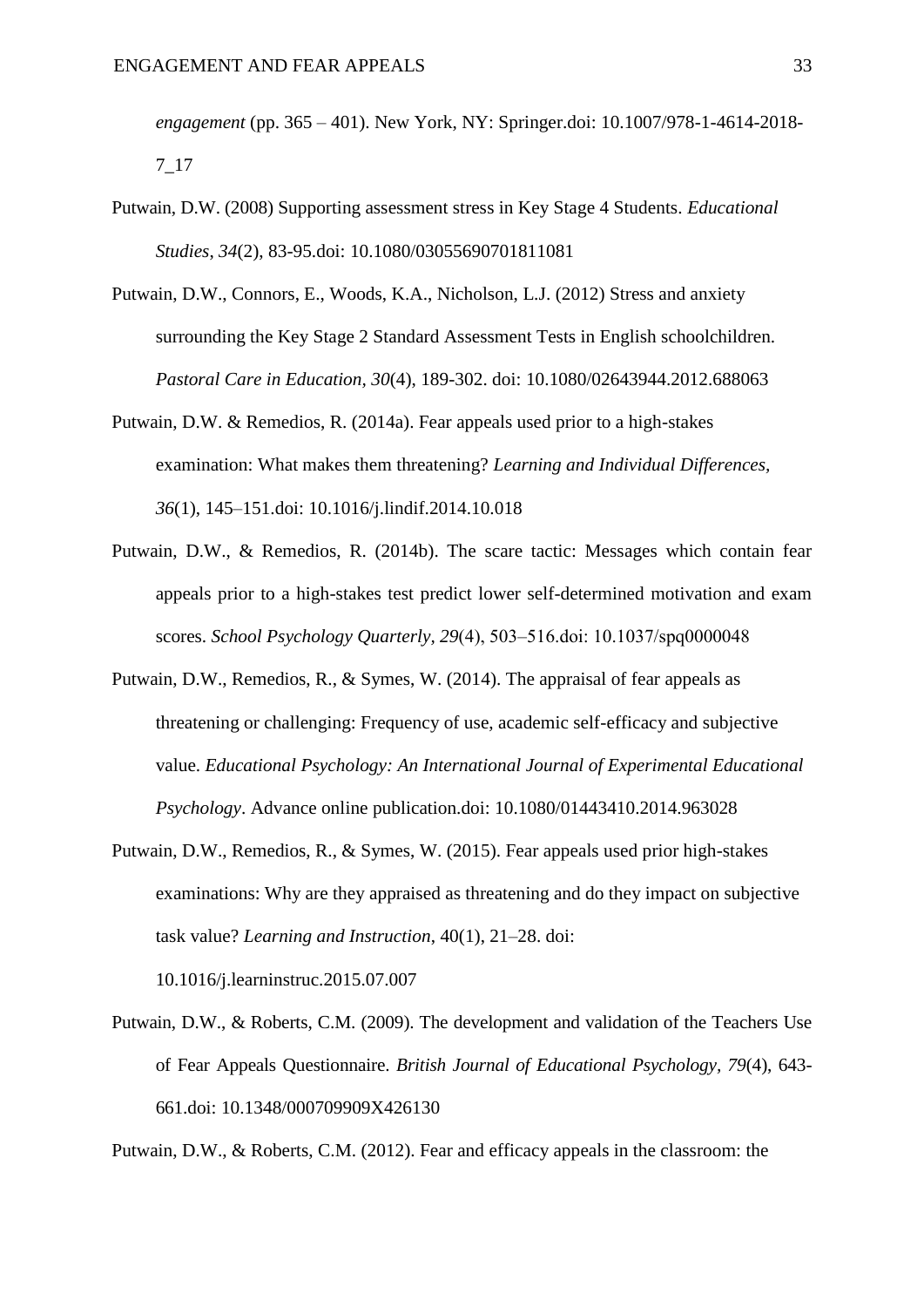*engagement* (pp. 365 – 401). New York, NY: Springer.doi: 10.1007/978-1-4614-2018-7_17

Putwain, D.W. (2008) Supporting assessment stress in Key Stage 4 Students. *Educational Studies*, *34*(2), 83-95.doi: 10.1080/03055690701811081

Putwain, D.W., Connors, E., Woods, K.A., Nicholson, L.J. (2012) Stress and anxiety surrounding the Key Stage 2 Standard Assessment Tests in English schoolchildren. *Pastoral Care in Education, 30*(4), 189-302. doi: 10.1080/02643944.2012.688063

Putwain, D.W. & Remedios, R. (2014a). Fear appeals used prior to a high-stakes examination: What makes them threatening? *Learning and Individual Differences, 36*(1), 145–151.doi: 10.1016/j.lindif.2014.10.018

Putwain, D.W., & Remedios, R. (2014b). The scare tactic: Messages which contain fear appeals prior to a high-stakes test predict lower self-determined motivation and exam scores. *School Psychology Quarterly, 29*(4), 503–516.doi: 10.1037/spq0000048

Putwain, D.W., Remedios, R., & Symes, W. (2014). The appraisal of fear appeals as threatening or challenging: Frequency of use, academic self-efficacy and subjective value. *Educational Psychology: An International Journal of Experimental Educational Psychology*. Advance online publication.doi: 10.1080/01443410.2014.963028

Putwain, D.W., Remedios, R., & Symes, W. (2015). Fear appeals used prior high-stakes examinations: Why are they appraised as threatening and do they impact on subjective task value? *Learning and Instruction*, 40(1), 21–28. doi: 10.1016/j.learninstruc.2015.07.007

Putwain, D.W., & Roberts, C.M. (2009). The development and validation of the Teachers Use of Fear Appeals Questionnaire. *British Journal of Educational Psychology, 79*(4), 643-661.doi: 10.1348/000709909X426130

Putwain, D.W., & Roberts, C.M. (2012). Fear and efficacy appeals in the classroom: the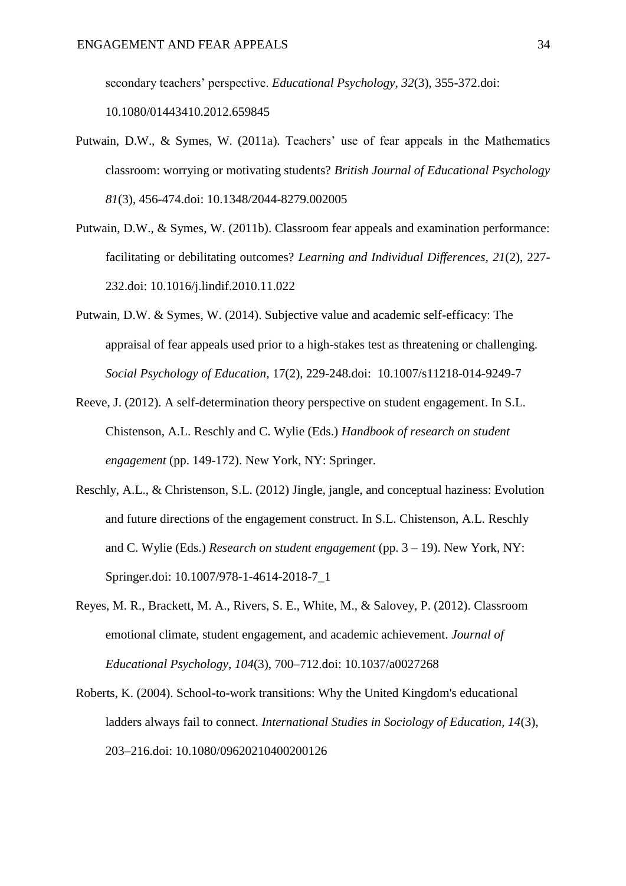secondary teachers' perspective. *Educational Psychology*, *32*(3), 355-372.doi: 10.1080/01443410.2012.659845

Putwain, D.W., & Symes, W. (2011a). Teachers' use of fear appeals in the Mathematics classroom: worrying or motivating students? *British Journal of Educational Psychology 81*(3), 456-474.doi: 10.1348/2044-8279.002005

Putwain, D.W., & Symes, W. (2011b). Classroom fear appeals and examination performance: facilitating or debilitating outcomes? *Learning and Individual Differences*, *21*(2), 227-232.doi: 10.1016/j.lindif.2010.11.022

Putwain, D.W. & Symes, W. (2014). Subjective value and academic self-efficacy: The appraisal of fear appeals used prior to a high-stakes test as threatening or challenging. *Social Psychology of Education*, 17(2), 229-248.doi: 10.1007/s11218-014-9249-7

Reeve, J. (2012). A self-determination theory perspective on student engagement. In S.L. Chistenson, A.L. Reschly and C. Wylie (Eds.) *Handbook of research on student engagement* (pp. 149-172). New York, NY: Springer.

Reschly, A.L., & Christenson, S.L. (2012) Jingle, jangle, and conceptual haziness: Evolution and future directions of the engagement construct. In S.L. Chistenson, A.L. Reschly and C. Wylie (Eds.) *Research on student engagement* (pp. 3 – 19). New York, NY: Springer.doi: 10.1007/978-1-4614-2018-7_1

Reyes, M. R., Brackett, M. A., Rivers, S. E., White, M., & Salovey, P. (2012). Classroom emotional climate, student engagement, and academic achievement. *Journal of Educational Psychology*, *104*(3), 700–712.doi: 10.1037/a0027268

Roberts, K. (2004). School-to-work transitions: Why the United Kingdom's educational ladders always fail to connect. *International Studies in Sociology of Education*, *14*(3), 203–216.doi: 10.1080/09620210400200126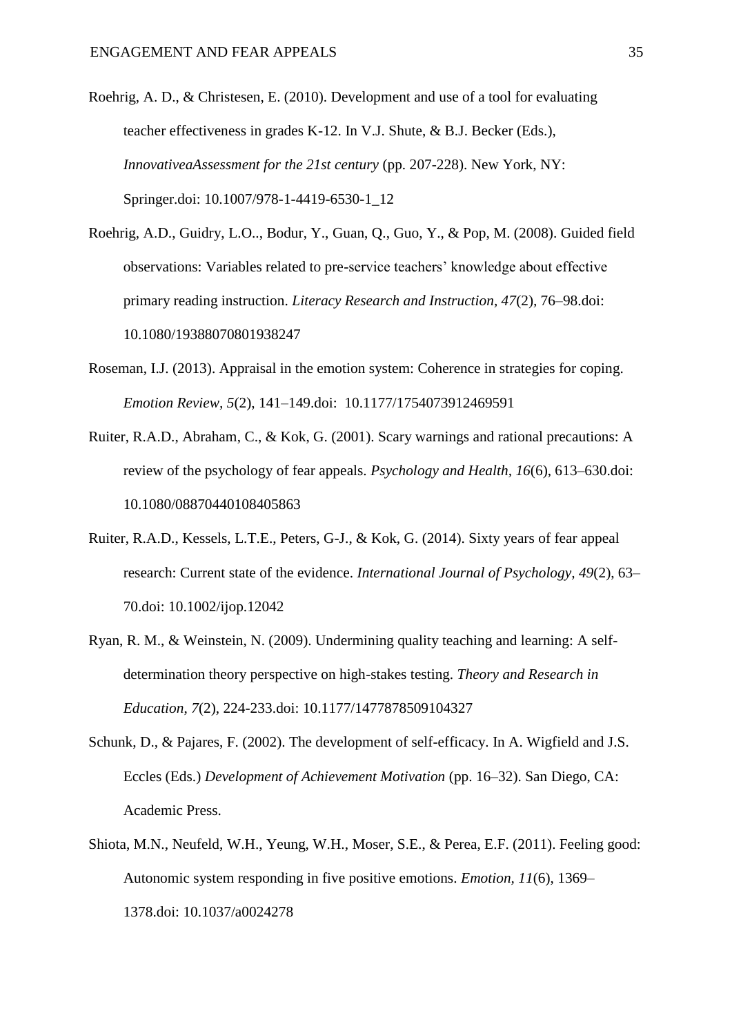Roehrig, A. D., & Christesen, E. (2010). Development and use of a tool for evaluating teacher effectiveness in grades K-12. In V.J. Shute, & B.J. Becker (Eds.), *InnovativeaAssessment for the 21st century* (pp. 207-228). New York, NY: Springer.doi: 10.1007/978-1-4419-6530-1_12

Roehrig, A.D., Guidry, L.O.., Bodur, Y., Guan, Q., Guo, Y., & Pop, M. (2008). Guided field observations: Variables related to pre-service teachers' knowledge about effective primary reading instruction. *Literacy Research and Instruction*, *47*(2), 76–98.doi: 10.1080/19388070801938247

Roseman, I.J. (2013). Appraisal in the emotion system: Coherence in strategies for coping. *Emotion Review*, *5*(2), 141–149.doi: 10.1177/1754073912469591

Ruiter, R.A.D., Abraham, C., & Kok, G. (2001). Scary warnings and rational precautions: A review of the psychology of fear appeals. *Psychology and Health*, *16*(6), 613–630.doi: 10.1080/08870440108405863

Ruiter, R.A.D., Kessels, L.T.E., Peters, G-J., & Kok, G. (2014). Sixty years of fear appeal research: Current state of the evidence. *International Journal of Psychology, 49*(2), 63–70.doi: 10.1002/ijop.12042

Ryan, R. M., & Weinstein, N. (2009). Undermining quality teaching and learning: A self-determination theory perspective on high-stakes testing. *Theory and Research in Education*, *7*(2), 224-233.doi: 10.1177/1477878509104327

Schunk, D., & Pajares, F. (2002). The development of self-efficacy. In A. Wigfield and J.S. Eccles (Eds.) *Development of Achievement Motivation* (pp. 16–32). San Diego, CA: Academic Press.

Shiota, M.N., Neufeld, W.H., Yeung, W.H., Moser, S.E., & Perea, E.F. (2011). Feeling good: Autonomic system responding in five positive emotions. *Emotion*, *11*(6), 1369–1378.doi: 10.1037/a0024278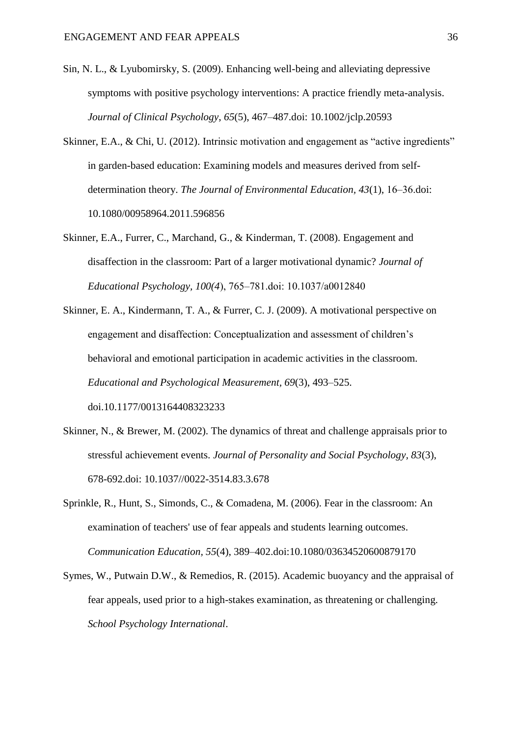Sin, N. L., & Lyubomirsky, S. (2009). Enhancing well-being and alleviating depressive symptoms with positive psychology interventions: A practice friendly meta-analysis. *Journal of Clinical Psychology*, *65*(5), 467–487.doi: 10.1002/jclp.20593

Skinner, E.A., & Chi, U. (2012). Intrinsic motivation and engagement as "active ingredients" in garden-based education: Examining models and measures derived from self-determination theory. *The Journal of Environmental Education, 43*(1), 16–36.doi: 10.1080/00958964.2011.596856

Skinner, E.A., Furrer, C., Marchand, G., & Kinderman, T. (2008). Engagement and disaffection in the classroom: Part of a larger motivational dynamic? *Journal of Educational Psychology, 100(4*), 765–781.doi: 10.1037/a0012840

Skinner, E. A., Kindermann, T. A., & Furrer, C. J. (2009). A motivational perspective on engagement and disaffection: Conceptualization and assessment of children's behavioral and emotional participation in academic activities in the classroom. *Educational and Psychological Measurement, 69*(3), 493–525. doi.10.1177/0013164408323233

Skinner, N., & Brewer, M. (2002). The dynamics of threat and challenge appraisals prior to stressful achievement events. *Journal of Personality and Social Psychology, 83*(3), 678-692.doi: 10.1037//0022-3514.83.3.678

Sprinkle, R., Hunt, S., Simonds, C., & Comadena, M. (2006). Fear in the classroom: An examination of teachers' use of fear appeals and students learning outcomes. *Communication Education, 55*(4), 389–402.doi:10.1080/03634520600879170

Symes, W., Putwain D.W., & Remedios, R. (2015). Academic buoyancy and the appraisal of fear appeals, used prior to a high-stakes examination, as threatening or challenging. *School Psychology International*.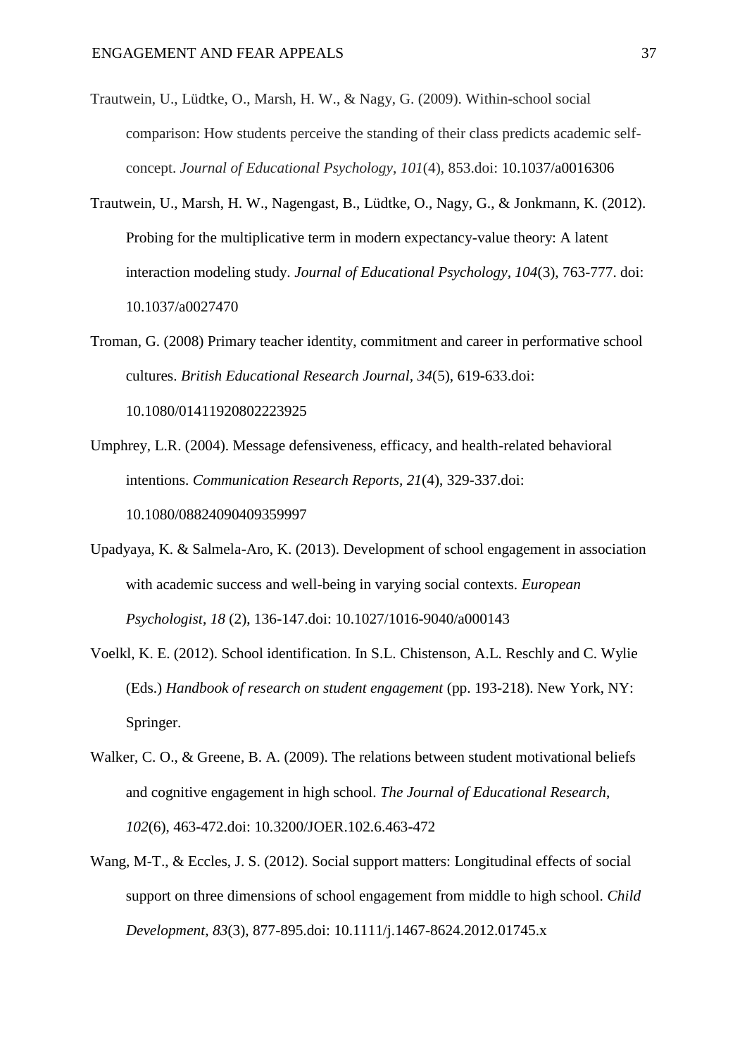Trautwein, U., Lüdtke, O., Marsh, H. W., & Nagy, G. (2009). Within-school social comparison: How students perceive the standing of their class predicts academic self-concept. *Journal of Educational Psychology*, *101*(4), 853.doi: 10.1037/a0016306

Trautwein, U., Marsh, H. W., Nagengast, B., Lüdtke, O., Nagy, G., & Jonkmann, K. (2012). Probing for the multiplicative term in modern expectancy-value theory: A latent interaction modeling study. *Journal of Educational Psychology*, *104*(3), 763-777. doi: 10.1037/a0027470

Troman, G. (2008) Primary teacher identity, commitment and career in performative school cultures. *British Educational Research Journal*, *34*(5), 619-633.doi: 10.1080/01411920802223925

Umphrey, L.R. (2004). Message defensiveness, efficacy, and health-related behavioral intentions. *Communication Research Reports*, *21*(4), 329-337.doi: 10.1080/08824090409359997

Upadyaya, K. & Salmela-Aro, K. (2013). Development of school engagement in association with academic success and well-being in varying social contexts. *European Psychologist*, *18* (2), 136-147.doi: 10.1027/1016-9040/a000143

Voelkl, K. E. (2012). School identification. In S.L. Chistenson, A.L. Reschly and C. Wylie (Eds.) *Handbook of research on student engagement* (pp. 193-218). New York, NY: Springer.

Walker, C. O., & Greene, B. A. (2009). The relations between student motivational beliefs and cognitive engagement in high school. *The Journal of Educational Research*, *102*(6), 463-472.doi: 10.3200/JOER.102.6.463-472

Wang, M-T., & Eccles, J. S. (2012). Social support matters: Longitudinal effects of social support on three dimensions of school engagement from middle to high school. *Child Development*, *83*(3), 877-895.doi: 10.1111/j.1467-8624.2012.01745.x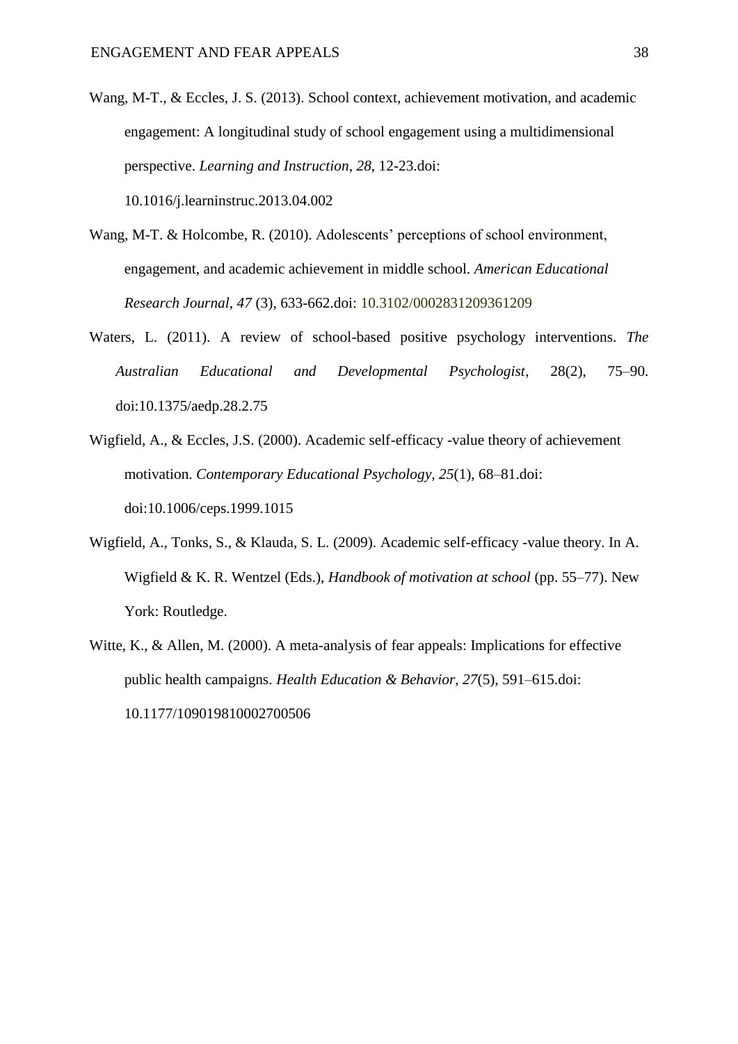Wang, M-T., & Eccles, J. S. (2013). School context, achievement motivation, and academic engagement: A longitudinal study of school engagement using a multidimensional perspective. *Learning and Instruction*, *28*, 12-23.doi: 10.1016/j.learninstruc.2013.04.002

Wang, M-T. & Holcombe, R. (2010). Adolescents' perceptions of school environment, engagement, and academic achievement in middle school. *American Educational Research Journal*, *47* (3), 633-662.doi: 10.3102/0002831209361209

Waters, L. (2011). A review of school-based positive psychology interventions. *The Australian Educational and Developmental Psychologist*, 28(2), 75–90. doi:10.1375/aedp.28.2.75

Wigfield, A., & Eccles, J.S. (2000). Academic self-efficacy -value theory of achievement motivation. *Contemporary Educational Psychology, 25*(1), 68–81.doi: doi:10.1006/ceps.1999.1015

Wigfield, A., Tonks, S., & Klauda, S. L. (2009). Academic self-efficacy -value theory. In A. Wigfield & K. R. Wentzel (Eds.), *Handbook of motivation at school* (pp. 55–77). New York: Routledge.

Witte, K., & Allen, M. (2000). A meta-analysis of fear appeals: Implications for effective public health campaigns. *Health Education & Behavior, 27*(5), 591–615.doi: 10.1177/109019810002700506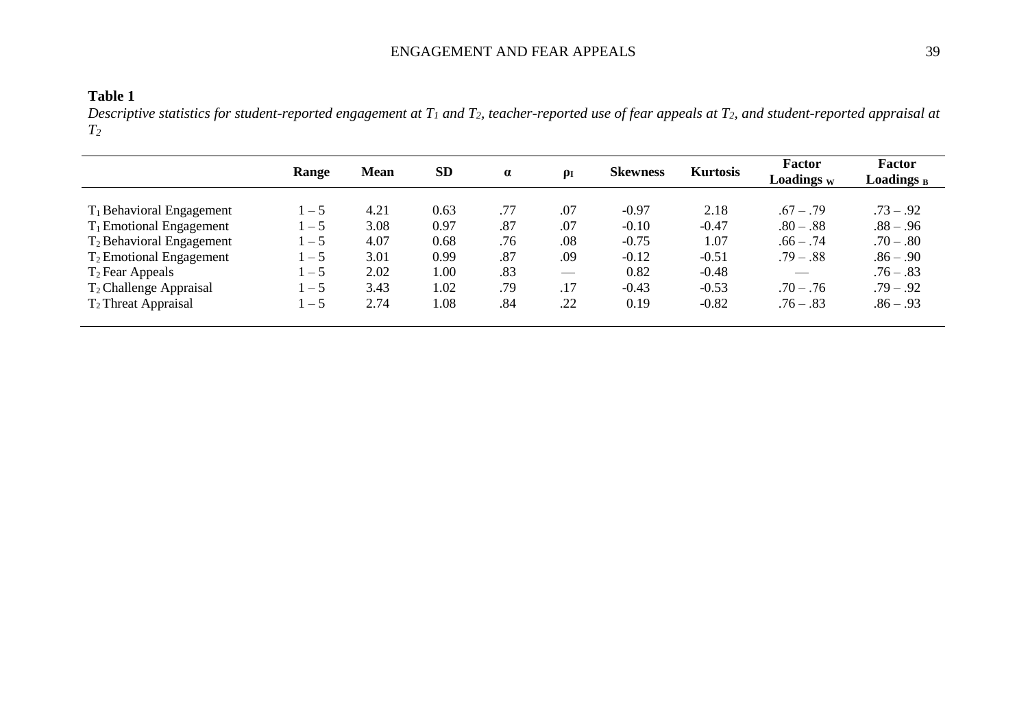**Table 1**

*Descriptive statistics for student-reported engagement at $T_1$ and $T_2$, teacher-reported use of fear appeals at $T_2$, and student-reported appraisal at $T_2$*

| | Range | Mean | SD | α | $\rho_I$ | Skewness | Kurtosis | Factor Loadings $_W$ | Factor Loadings $_B$ |
|---|---|---|---|---|---|---|---|---|---|
| $T_1$ Behavioral Engagement | 1 – 5 | 4.21 | 0.63 | .77 | .07 | -0.97 | 2.18 | .67 – .79 | .73 – .92 |
| $T_1$ Emotional Engagement | 1 – 5 | 3.08 | 0.97 | .87 | .07 | -0.10 | -0.47 | .80 – .88 | .88 – .96 |
| $T_2$ Behavioral Engagement | 1 – 5 | 4.07 | 0.68 | .76 | .08 | -0.75 | 1.07 | .66 – .74 | .70 – .80 |
| $T_2$ Emotional Engagement | 1 – 5 | 3.01 | 0.99 | .87 | .09 | -0.12 | -0.51 | .79 – .88 | .86 – .90 |
| $T_2$ Fear Appeals | 1 – 5 | 2.02 | 1.00 | .83 | — | 0.82 | -0.48 | — | .76 – .83 |
| $T_2$ Challenge Appraisal | 1 – 5 | 3.43 | 1.02 | .79 | .17 | -0.43 | -0.53 | .70 – .76 | .79 – .92 |
| $T_2$ Threat Appraisal | 1 – 5 | 2.74 | 1.08 | .84 | .22 | 0.19 | -0.82 | .76 – .83 | .86 – .93 |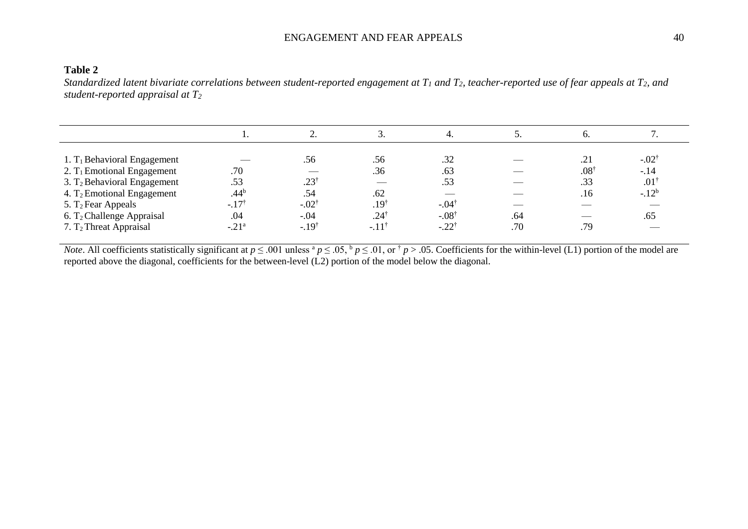**Table 2**

*Standardized latent bivariate correlations between student-reported engagement at $T_1$ and $T_2$, teacher-reported use of fear appeals at $T_2$, and student-reported appraisal at $T_2$*

| | 1. | 2. | 3. | 4. | 5. | 6. | 7. |
|---|---|---|---|---|---|---|---|
| 1. $T_1$ Behavioral Engagement | — | .56 | .56 | .32 | — | .21 | -.02[†] |
| 2. $T_1$ Emotional Engagement | .70 | — | .36 | .63 | — | .08[†] | -.14 |
| 3. $T_2$ Behavioral Engagement | .53 | .23[†] | — | .53 | — | .33 | .01[†] |
| 4. $T_2$ Emotional Engagement | .44[b] | .54 | .62 | — | — | .16 | -.12[b] |
| 5. $T_2$ Fear Appeals | -.17[†] | -.02[†] | .19[†] | -.04[†] | — | — | — |
| 6. $T_2$ Challenge Appraisal | .04 | -.04 | .24[†] | -.08[†] | .64 | — | .65 |
| 7. $T_2$ Threat Appraisal | -.21[a] | -.19[†] | -.11[†] | -.22[†] | .70 | .79 | — |

*Note*. All coefficients statistically significant at $p \leq .001$ unless [a] $p \leq .05$, [b] $p \leq .01$, or [†] $p > .05$. Coefficients for the within-level (L1) portion of the model are reported above the diagonal, coefficients for the between-level (L2) portion of the model below the diagonal.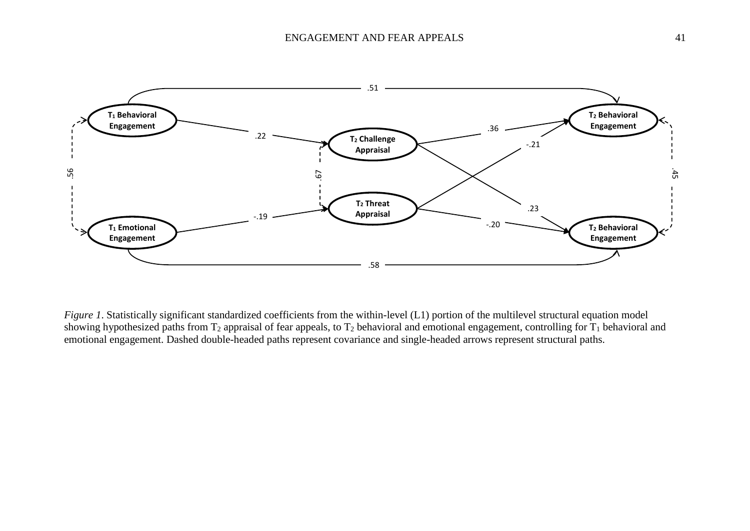*Figure 1*. Statistically significant standardized coefficients from the within-level (L1) portion of the multilevel structural equation model showing hypothesized paths from $T_2$ appraisal of fear appeals, to $T_2$ behavioral and emotional engagement, controlling for $T_1$ behavioral and emotional engagement. Dashed double-headed paths represent covariance and single-headed arrows represent structural paths.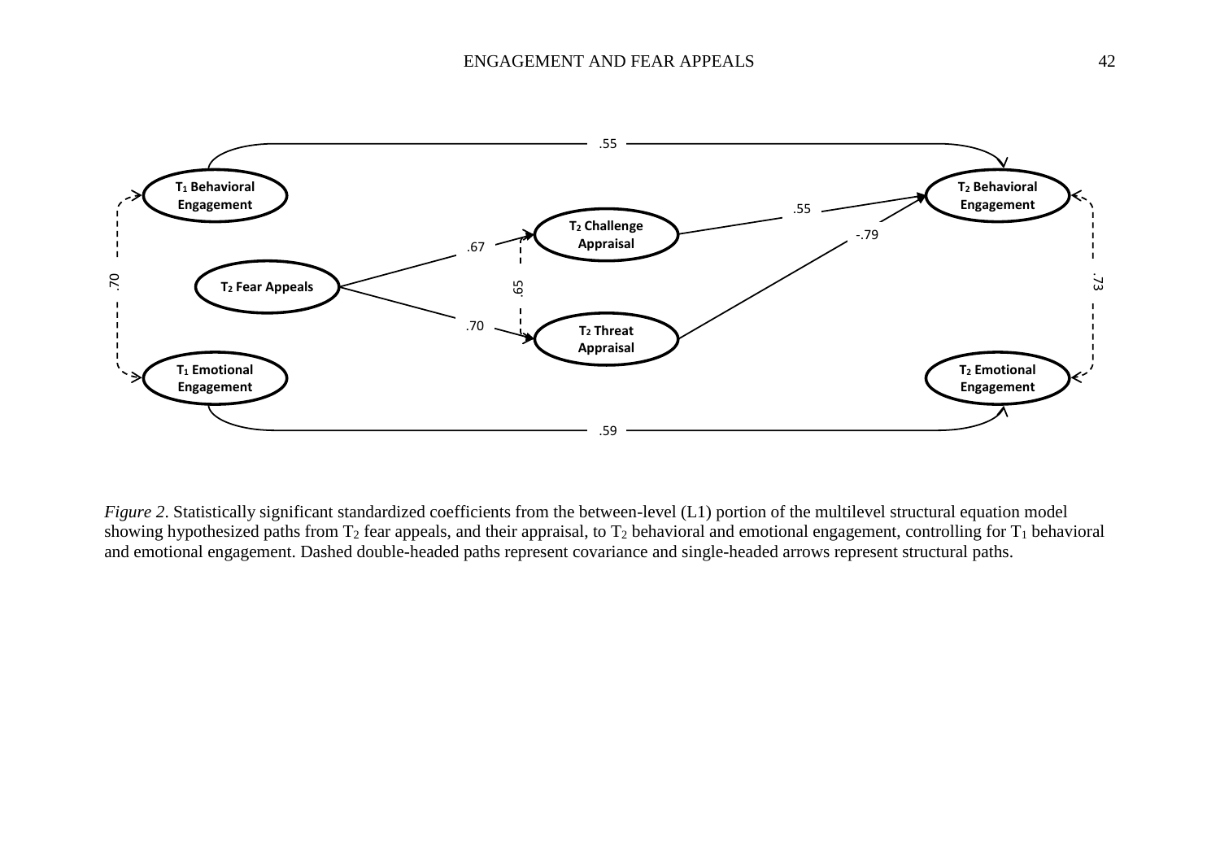*Figure 2*. Statistically significant standardized coefficients from the between-level (L1) portion of the multilevel structural equation model showing hypothesized paths from $T_2$ fear appeals, and their appraisal, to $T_2$ behavioral and emotional engagement, controlling for $T_1$ behavioral and emotional engagement. Dashed double-headed paths represent covariance and single-headed arrows represent structural paths.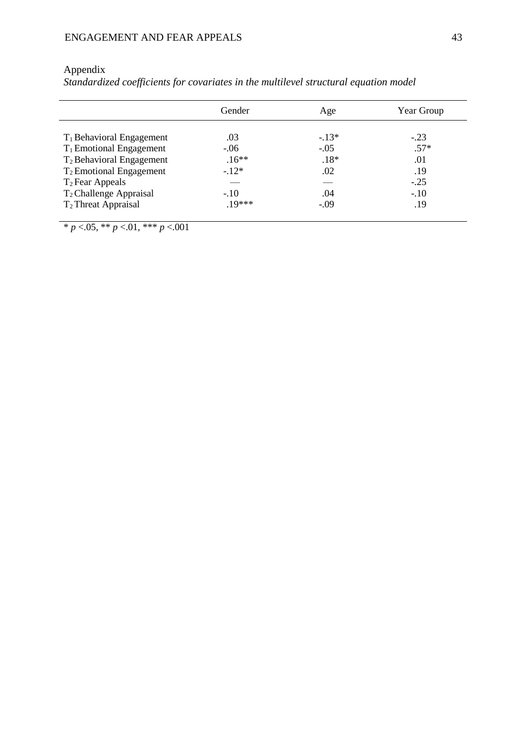Appendix

*Standardized coefficients for covariates in the multilevel structural equation model*

| | Gender | Age | Year Group |
|---|---|---|---|
| $T_1$ Behavioral Engagement | .03 | -.13* | -.23 |
| $T_1$ Emotional Engagement | -.06 | -.05 | .57* |
| $T_2$ Behavioral Engagement | .16** | .18* | .01 |
| $T_2$ Emotional Engagement | -.12* | .02 | .19 |
| $T_2$ Fear Appeals | — | — | -.25 |
| $T_2$ Challenge Appraisal | -.10 | .04 | -.10 |
| $T_2$ Threat Appraisal | .19*** | -.09 | .19 |

* $p$ <.05, ** $p$ <.01, *** $p$ <.001